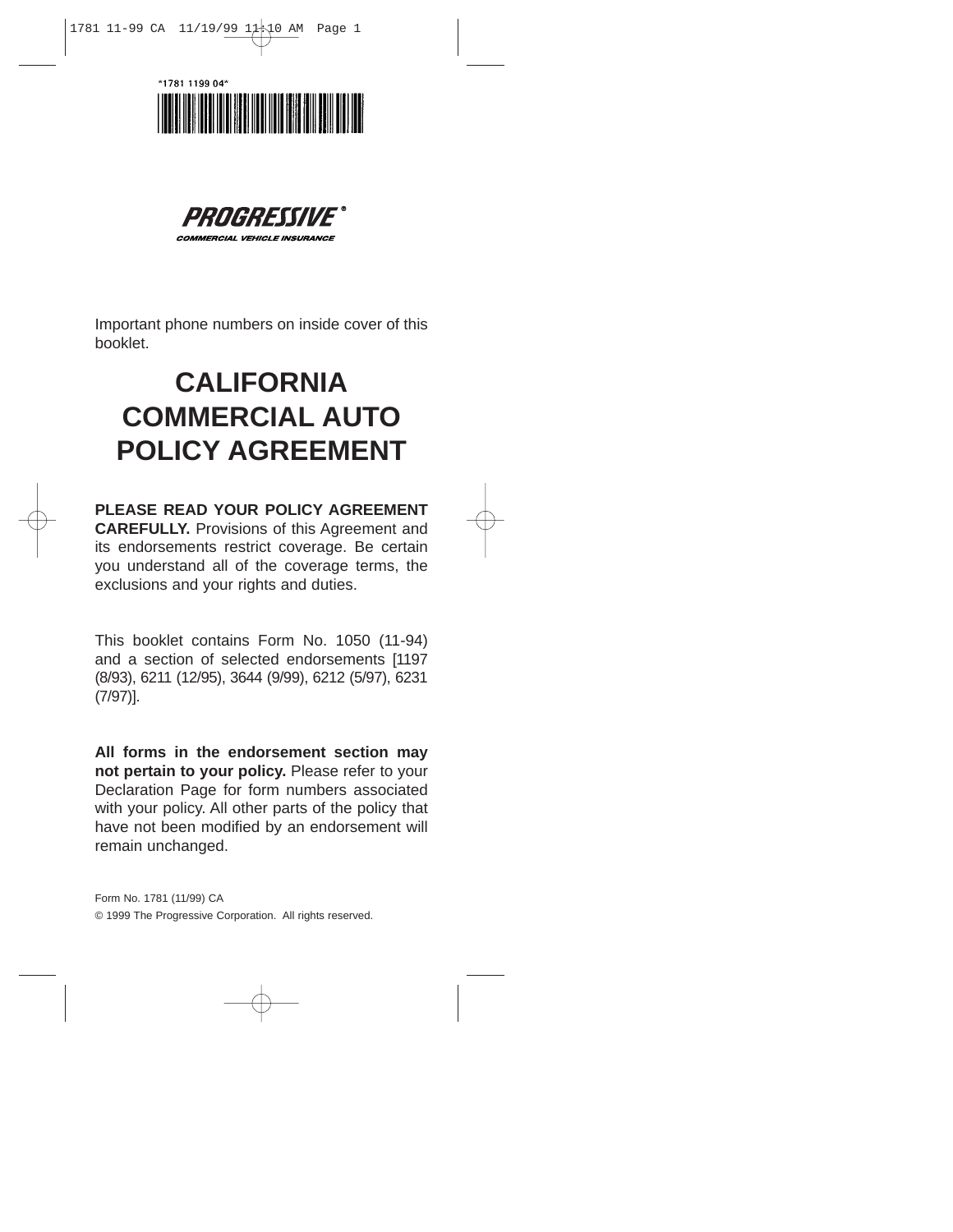"1781 1199 04"

**PROGRESSIVE**®

**COMMERCIAL VEHICLE INSURANCE**

Important phone numbers on inside cover of this booklet.

# CALIFORNIA COMMERCIAL AUTO POLICY AGREEMENT

**PLEASE READ YOUR POLICY AGREEMENT CAREFULLY.** Provisions of this Agreement and its endorsements restrict coverage. Be certain you understand all of the coverage terms, the exclusions and your rights and duties.

This booklet contains Form No. 1050 (11-94) and a section of selected endorsements [1197 (8/93), 6211 (12/95), 3644 (9/99), 6212 (5/97), 6231 (7/97)].

**All forms in the endorsement section may not pertain to your policy.** Please refer to your Declaration Page for form numbers associated with your policy. All other parts of the policy that have not been modified by an endorsement will remain unchanged.

Form No. 1781 (11/99) CA

© 1999 The Progressive Corporation. All rights reserved.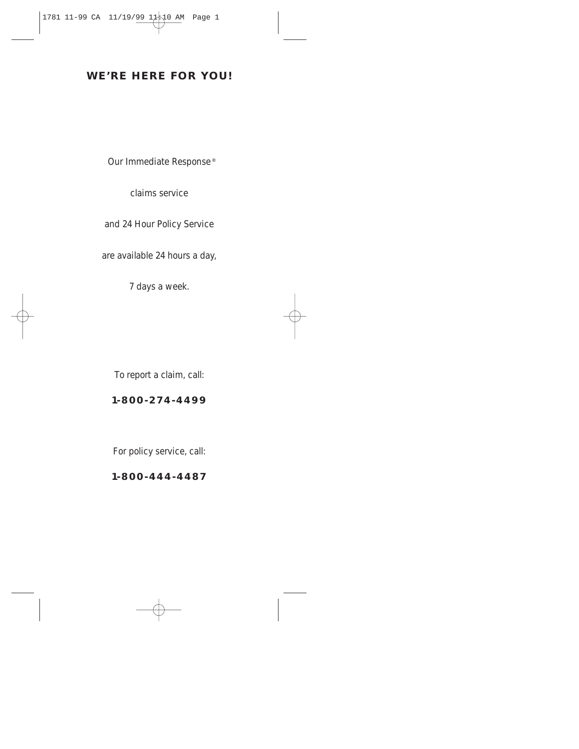## WE'RE HERE FOR YOU!

Our Immediate Response®

claims service

and 24 Hour Policy Service

are available 24 hours a day,

7 days a week.

To report a claim, call:

**1-800-274-4499**

For policy service, call:

**1-800-444-4487**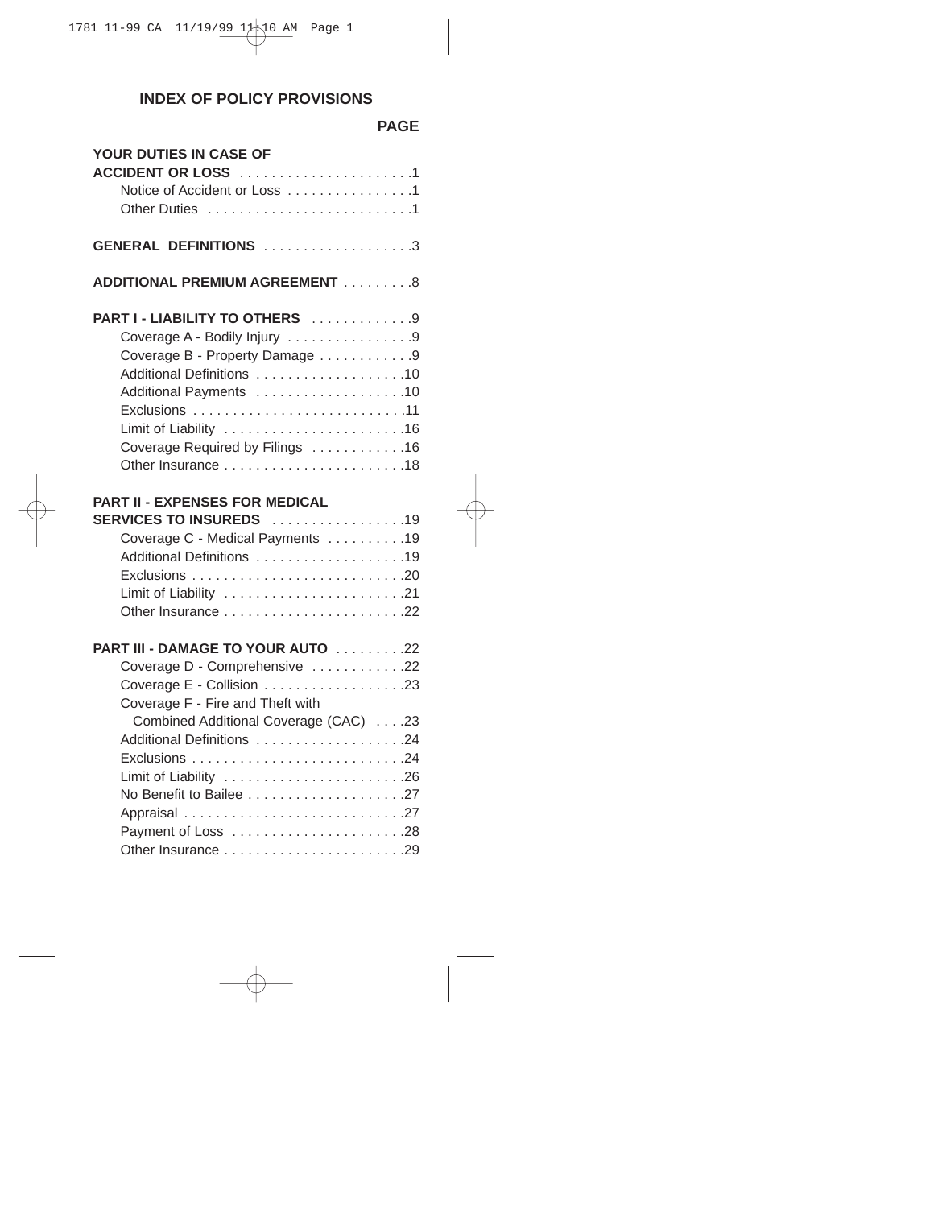## INDEX OF POLICY PROVISIONS

| | PAGE |
|---|---|
| **YOUR DUTIES IN CASE OF ACCIDENT OR LOSS** | 1 |
| Notice of Accident or Loss | 1 |
| Other Duties | 1 |
| **GENERAL DEFINITIONS** | 3 |
| **ADDITIONAL PREMIUM AGREEMENT** | 8 |
| **PART I - LIABILITY TO OTHERS** | 9 |
| Coverage A - Bodily Injury | 9 |
| Coverage B - Property Damage | 9 |
| Additional Definitions | 10 |
| Additional Payments | 10 |
| Exclusions | 11 |
| Limit of Liability | 16 |
| Coverage Required by Filings | 16 |
| Other Insurance | 18 |
| **PART II - EXPENSES FOR MEDICAL SERVICES TO INSUREDS** | 19 |
| Coverage C - Medical Payments | 19 |
| Additional Definitions | 19 |
| Exclusions | 20 |
| Limit of Liability | 21 |
| Other Insurance | 22 |
| **PART III - DAMAGE TO YOUR AUTO** | 22 |
| Coverage D - Comprehensive | 22 |
| Coverage E - Collision | 23 |
| Coverage F - Fire and Theft with Combined Additional Coverage (CAC) | 23 |
| Additional Definitions | 24 |
| Exclusions | 24 |
| Limit of Liability | 26 |
| No Benefit to Bailee | 27 |
| Appraisal | 27 |
| Payment of Loss | 28 |
| Other Insurance | 29 |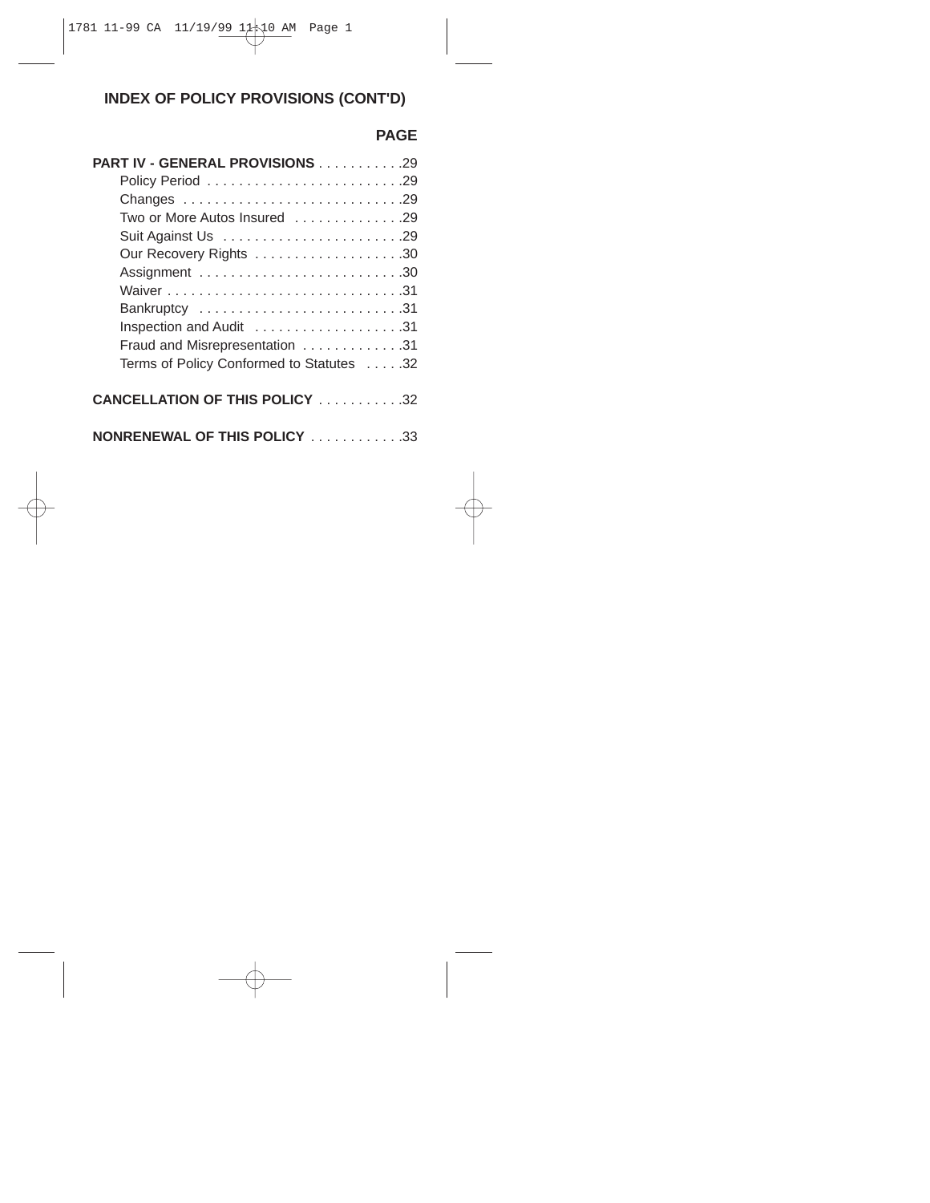## INDEX OF POLICY PROVISIONS (CONT'D)

| | PAGE |
|---|---|
| **PART IV - GENERAL PROVISIONS** | 29 |
| Policy Period | 29 |
| Changes | 29 |
| Two or More Autos Insured | 29 |
| Suit Against Us | 29 |
| Our Recovery Rights | 30 |
| Assignment | 30 |
| Waiver | 31 |
| Bankruptcy | 31 |
| Inspection and Audit | 31 |
| Fraud and Misrepresentation | 31 |
| Terms of Policy Conformed to Statutes | 32 |
| **CANCELLATION OF THIS POLICY** | 32 |
| **NONRENEWAL OF THIS POLICY** | 33 |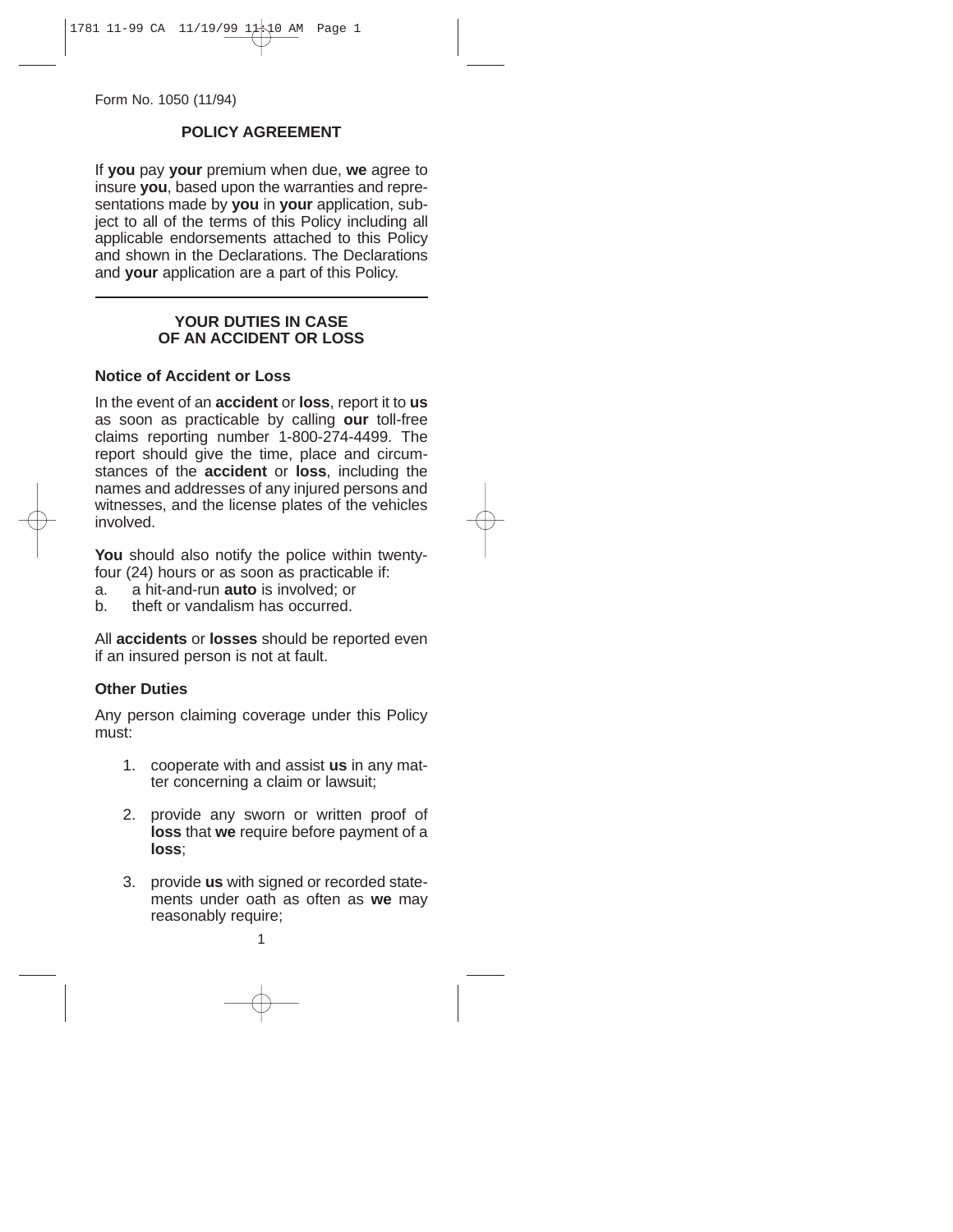Form No. 1050 (11/94)

## POLICY AGREEMENT

If **you** pay **your** premium when due, **we** agree to insure **you**, based upon the warranties and representations made by **you** in **your** application, subject to all of the terms of this Policy including all applicable endorsements attached to this Policy and shown in the Declarations. The Declarations and **your** application are a part of this Policy.

---

## YOUR DUTIES IN CASE OF AN ACCIDENT OR LOSS

### Notice of Accident or Loss

In the event of an **accident** or **loss**, report it to **us** as soon as practicable by calling **our** toll-free claims reporting number 1-800-274-4499. The report should give the time, place and circumstances of the **accident** or **loss**, including the names and addresses of any injured persons and witnesses, and the license plates of the vehicles involved.

**You** should also notify the police within twenty-four (24) hours or as soon as practicable if:

a. a hit-and-run **auto** is involved; or
b. theft or vandalism has occurred.

All **accidents** or **losses** should be reported even if an insured person is not at fault.

### Other Duties

Any person claiming coverage under this Policy must:

1. cooperate with and assist **us** in any matter concerning a claim or lawsuit;

2. provide any sworn or written proof of **loss** that **we** require before payment of a **loss**;

3. provide **us** with signed or recorded statements under oath as often as **we** may reasonably require;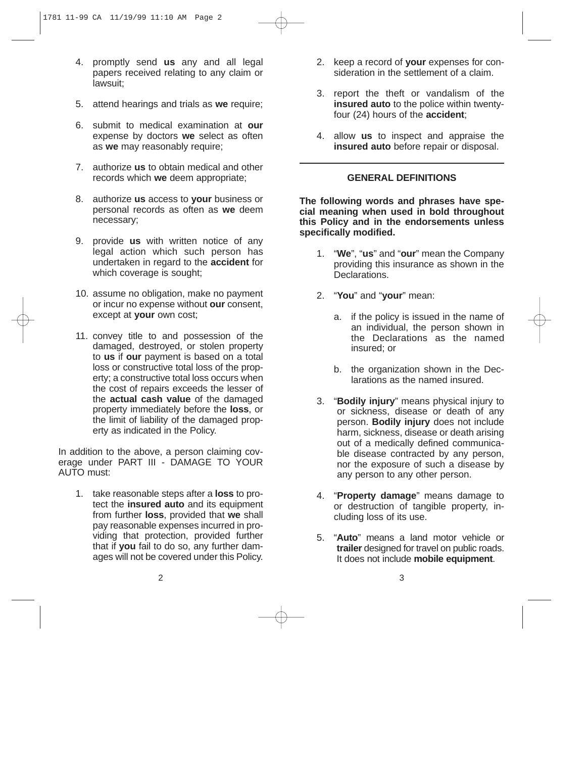4. promptly send **us** any and all legal papers received relating to any claim or lawsuit;

5. attend hearings and trials as **we** require;

6. submit to medical examination at **our** expense by doctors **we** select as often as **we** may reasonably require;

7. authorize **us** to obtain medical and other records which **we** deem appropriate;

8. authorize **us** access to **your** business or personal records as often as **we** deem necessary;

9. provide **us** with written notice of any legal action which such person has undertaken in regard to the **accident** for which coverage is sought;

10. assume no obligation, make no payment or incur no expense without **our** consent, except at **your** own cost;

11. convey title to and possession of the damaged, destroyed, or stolen property to **us** if **our** payment is based on a total loss or constructive total loss of the property; a constructive total loss occurs when the cost of repairs exceeds the lesser of the **actual cash value** of the damaged property immediately before the **loss**, or the limit of liability of the damaged property as indicated in the Policy.

In addition to the above, a person claiming coverage under PART III - DAMAGE TO YOUR AUTO must:

1. take reasonable steps after a **loss** to protect the **insured auto** and its equipment from further **loss**, provided that **we** shall pay reasonable expenses incurred in providing that protection, provided further that if **you** fail to do so, any further damages will not be covered under this Policy.

2. keep a record of **your** expenses for consideration in the settlement of a claim.

3. report the theft or vandalism of the **insured auto** to the police within twenty-four (24) hours of the **accident**;

4. allow **us** to inspect and appraise the **insured auto** before repair or disposal.

## GENERAL DEFINITIONS

**The following words and phrases have special meaning when used in bold throughout this Policy and in the endorsements unless specifically modified.**

1. "**We**", "**us**" and "**our**" mean the Company providing this insurance as shown in the Declarations.

2. "**You**" and "**your**" mean:

   a. if the policy is issued in the name of an individual, the person shown in the Declarations as the named insured; or

   b. the organization shown in the Declarations as the named insured.

3. "**Bodily injury**" means physical injury to or sickness, disease or death of any person. **Bodily injury** does not include harm, sickness, disease or death arising out of a medically defined communicable disease contracted by any person, nor the exposure of such a disease by any person to any other person.

4. "**Property damage**" means damage to or destruction of tangible property, including loss of its use.

5. "**Auto**" means a land motor vehicle or **trailer** designed for travel on public roads. It does not include **mobile equipment**.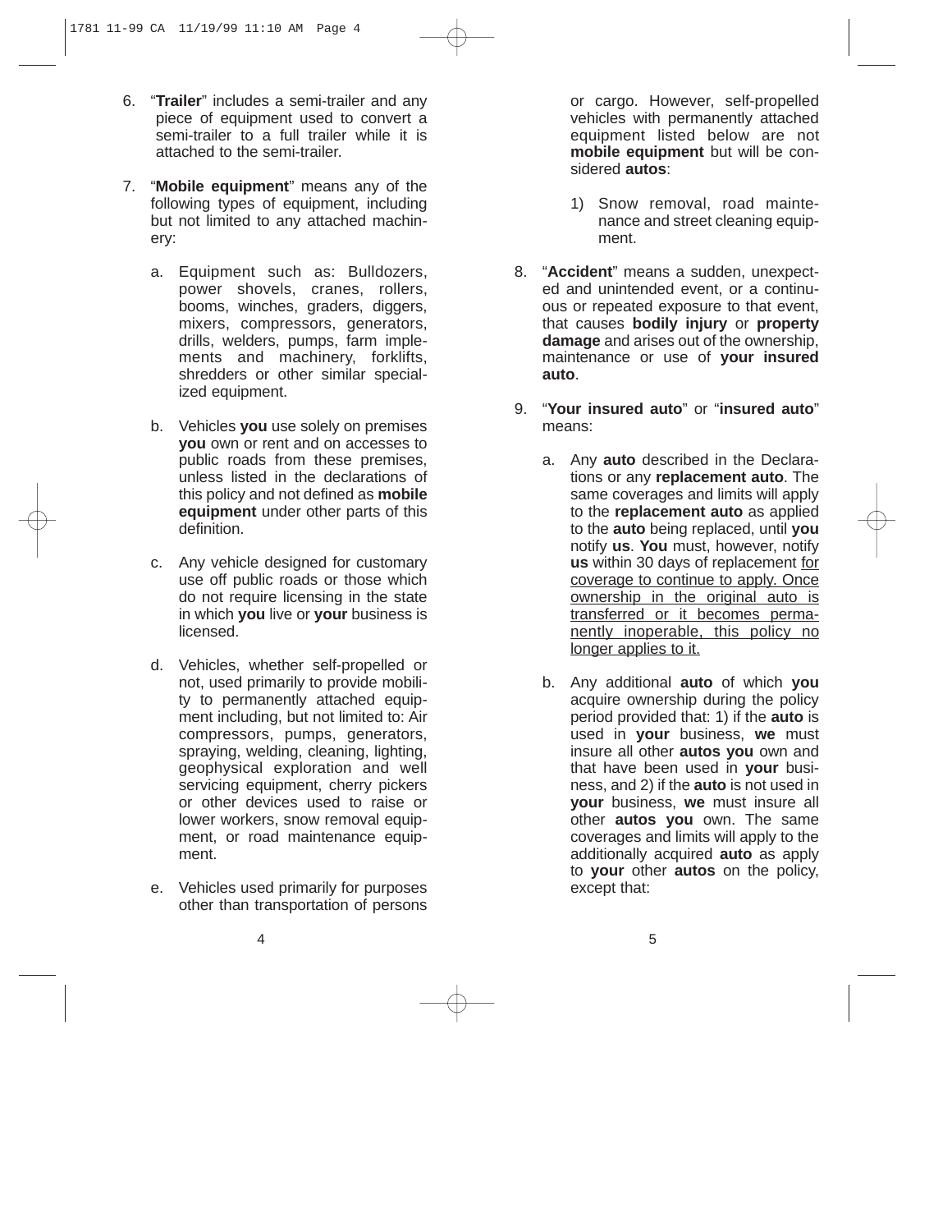6. "**Trailer**" includes a semi-trailer and any piece of equipment used to convert a semi-trailer to a full trailer while it is attached to the semi-trailer.

7. "**Mobile equipment**" means any of the following types of equipment, including but not limited to any attached machinery:

   a. Equipment such as: Bulldozers, power shovels, cranes, rollers, booms, winches, graders, diggers, mixers, compressors, generators, drills, welders, pumps, farm implements and machinery, forklifts, shredders or other similar specialized equipment.

   b. Vehicles **you** use solely on premises **you** own or rent and on accesses to public roads from these premises, unless listed in the declarations of this policy and not defined as **mobile equipment** under other parts of this definition.

   c. Any vehicle designed for customary use off public roads or those which do not require licensing in the state in which **you** live or **your** business is licensed.

   d. Vehicles, whether self-propelled or not, used primarily to provide mobility to permanently attached equipment including, but not limited to: Air compressors, pumps, generators, spraying, welding, cleaning, lighting, geophysical exploration and well servicing equipment, cherry pickers or other devices used to raise or lower workers, snow removal equipment, or road maintenance equipment.

   e. Vehicles used primarily for purposes other than transportation of persons or cargo. However, self-propelled vehicles with permanently attached equipment listed below are not **mobile equipment** but will be considered **autos**:

      1) Snow removal, road maintenance and street cleaning equipment.

8. "**Accident**" means a sudden, unexpected and unintended event, or a continuous or repeated exposure to that event, that causes **bodily injury** or **property damage** and arises out of the ownership, maintenance or use of **your insured auto**.

9. "**Your insured auto**" or "**insured auto**" means:

   a. Any **auto** described in the Declarations or any **replacement auto**. The same coverages and limits will apply to the **replacement auto** as applied to the **auto** being replaced, until **you** notify **us**. **You** must, however, notify **us** within 30 days of replacement <u>for coverage to continue to apply. Once ownership in the original auto is transferred or it becomes permanently inoperable, this policy no longer applies to it.</u>

   b. Any additional **auto** of which **you** acquire ownership during the policy period provided that: 1) if the **auto** is used in **your** business, **we** must insure all other **autos you** own and that have been used in **your** business, and 2) if the **auto** is not used in **your** business, **we** must insure all other **autos you** own. The same coverages and limits will apply to the additionally acquired **auto** as apply to **your** other **autos** on the policy, except that: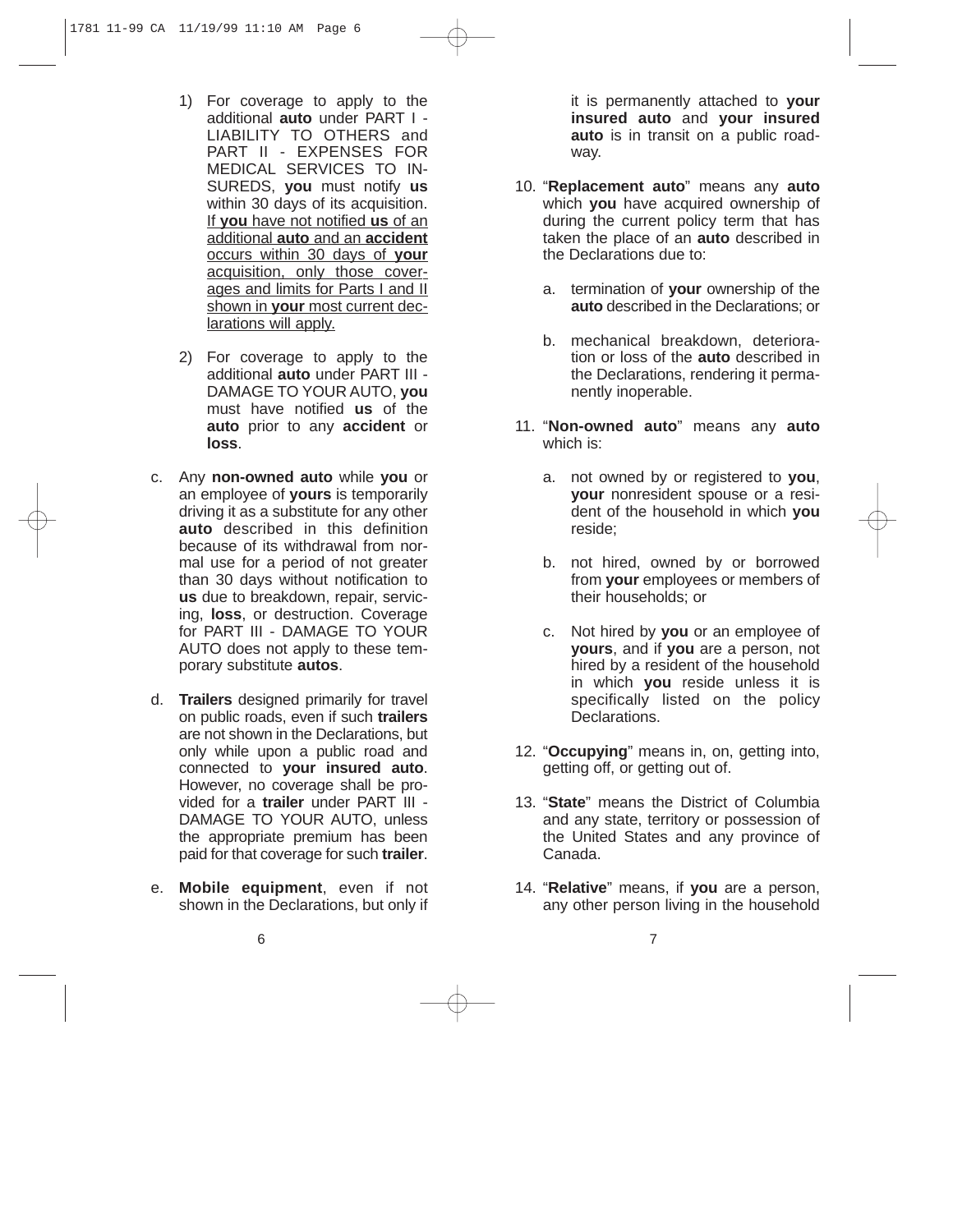1) For coverage to apply to the additional **auto** under PART I - LIABILITY TO OTHERS and PART II - EXPENSES FOR MEDICAL SERVICES TO INSUREDS, **you** must notify **us** within 30 days of its acquisition. <u>If **you** have not notified **us** of an additional **auto** and an **accident** occurs within 30 days of **your** acquisition, only those coverages and limits for Parts I and II shown in **your** most current declarations will apply.</u>

2) For coverage to apply to the additional **auto** under PART III - DAMAGE TO YOUR AUTO, **you** must have notified **us** of the **auto** prior to any **accident** or **loss**.

c. Any **non-owned auto** while **you** or an employee of **yours** is temporarily driving it as a substitute for any other **auto** described in this definition because of its withdrawal from normal use for a period of not greater than 30 days without notification to **us** due to breakdown, repair, servicing, **loss**, or destruction. Coverage for PART III - DAMAGE TO YOUR AUTO does not apply to these temporary substitute **autos**.

d. **Trailers** designed primarily for travel on public roads, even if such **trailers** are not shown in the Declarations, but only while upon a public road and connected to **your insured auto**. However, no coverage shall be provided for a **trailer** under PART III - DAMAGE TO YOUR AUTO, unless the appropriate premium has been paid for that coverage for such **trailer**.

e. **Mobile equipment**, even if not shown in the Declarations, but only if it is permanently attached to **your insured auto** and **your insured auto** is in transit on a public roadway.

10. "**Replacement auto**" means any **auto** which **you** have acquired ownership of during the current policy term that has taken the place of an **auto** described in the Declarations due to:

    a. termination of **your** ownership of the **auto** described in the Declarations; or

    b. mechanical breakdown, deterioration or loss of the **auto** described in the Declarations, rendering it permanently inoperable.

11. "**Non-owned auto**" means any **auto** which is:

    a. not owned by or registered to **you**, **your** nonresident spouse or a resident of the household in which **you** reside;

    b. not hired, owned by or borrowed from **your** employees or members of their households; or

    c. Not hired by **you** or an employee of **yours**, and if **you** are a person, not hired by a resident of the household in which **you** reside unless it is specifically listed on the policy Declarations.

12. "**Occupying**" means in, on, getting into, getting off, or getting out of.

13. "**State**" means the District of Columbia and any state, territory or possession of the United States and any province of Canada.

14. "**Relative**" means, if **you** are a person, any other person living in the household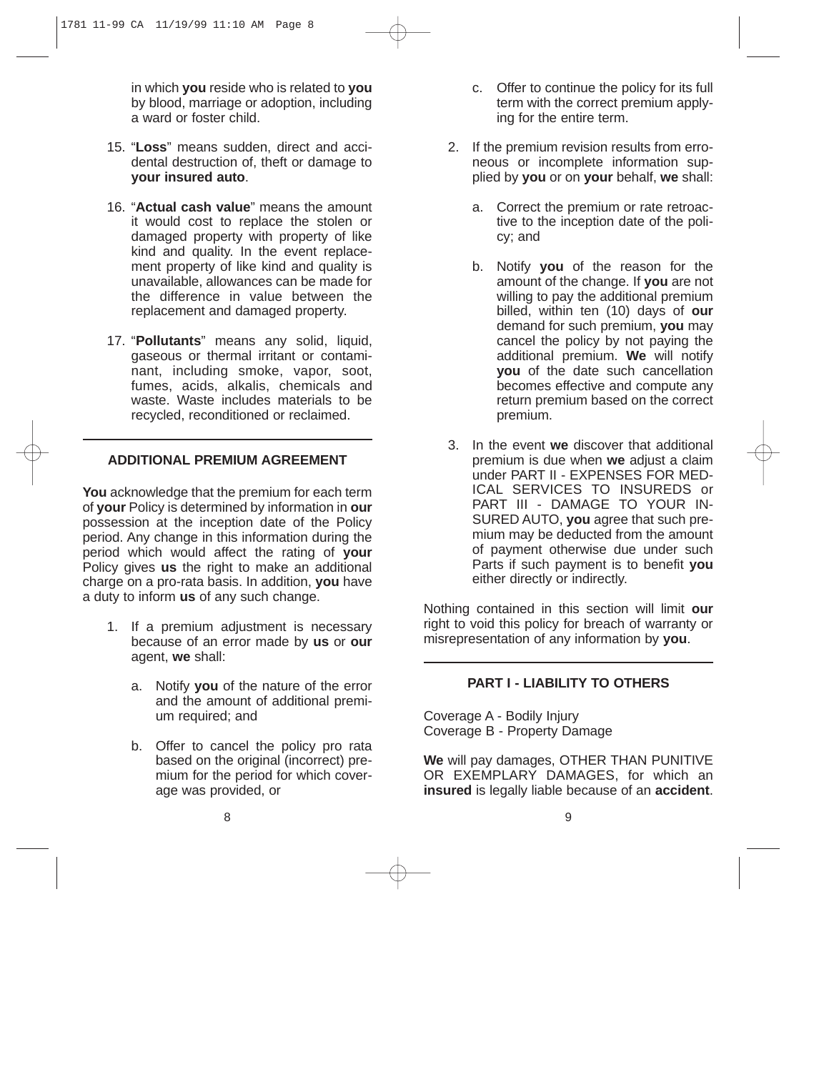in which **you** reside who is related to **you** by blood, marriage or adoption, including a ward or foster child.

15. "**Loss**" means sudden, direct and accidental destruction of, theft or damage to **your insured auto**.

16. "**Actual cash value**" means the amount it would cost to replace the stolen or damaged property with property of like kind and quality. In the event replacement property of like kind and quality is unavailable, allowances can be made for the difference in value between the replacement and damaged property.

17. "**Pollutants**" means any solid, liquid, gaseous or thermal irritant or contaminant, including smoke, vapor, soot, fumes, acids, alkalis, chemicals and waste. Waste includes materials to be recycled, reconditioned or reclaimed.

---

## ADDITIONAL PREMIUM AGREEMENT

**You** acknowledge that the premium for each term of **your** Policy is determined by information in **our** possession at the inception date of the Policy period. Any change in this information during the period which would affect the rating of **your** Policy gives **us** the right to make an additional charge on a pro-rata basis. In addition, **you** have a duty to inform **us** of any such change.

1. If a premium adjustment is necessary because of an error made by **us** or **our** agent, **we** shall:

    a. Notify **you** of the nature of the error and the amount of additional premium required; and

    b. Offer to cancel the policy pro rata based on the original (incorrect) premium for the period for which coverage was provided, or

    c. Offer to continue the policy for its full term with the correct premium applying for the entire term.

2. If the premium revision results from erroneous or incomplete information supplied by **you** or on **your** behalf, **we** shall:

    a. Correct the premium or rate retroactive to the inception date of the policy; and

    b. Notify **you** of the reason for the amount of the change. If **you** are not willing to pay the additional premium billed, within ten (10) days of **our** demand for such premium, **you** may cancel the policy by not paying the additional premium. **We** will notify **you** of the date such cancellation becomes effective and compute any return premium based on the correct premium.

3. In the event **we** discover that additional premium is due when **we** adjust a claim under PART II - EXPENSES FOR MEDICAL SERVICES TO INSUREDS or PART III - DAMAGE TO YOUR INSURED AUTO, **you** agree that such premium may be deducted from the amount of payment otherwise due under such Parts if such payment is to benefit **you** either directly or indirectly.

Nothing contained in this section will limit **our** right to void this policy for breach of warranty or misrepresentation of any information by **you**.

---

## PART I - LIABILITY TO OTHERS

Coverage A - Bodily Injury
Coverage B - Property Damage

**We** will pay damages, OTHER THAN PUNITIVE OR EXEMPLARY DAMAGES, for which an **insured** is legally liable because of an **accident**.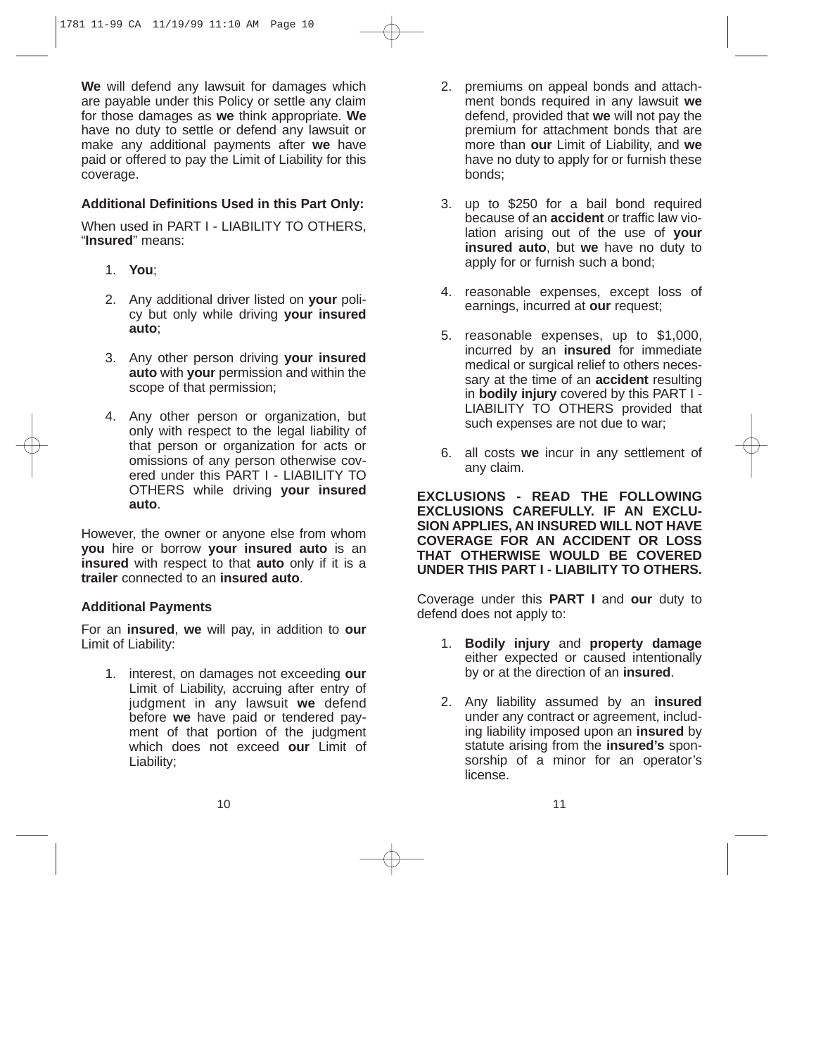**We** will defend any lawsuit for damages which are payable under this Policy or settle any claim for those damages as **we** think appropriate. **We** have no duty to settle or defend any lawsuit or make any additional payments after **we** have paid or offered to pay the Limit of Liability for this coverage.

**Additional Definitions Used in this Part Only:**

When used in PART I - LIABILITY TO OTHERS, "**Insured**" means:

1. **You**;
2. Any additional driver listed on **your** policy but only while driving **your insured auto**;
3. Any other person driving **your insured auto** with **your** permission and within the scope of that permission;
4. Any other person or organization, but only with respect to the legal liability of that person or organization for acts or omissions of any person otherwise covered under this PART I - LIABILITY TO OTHERS while driving **your insured auto**.

However, the owner or anyone else from whom **you** hire or borrow **your insured auto** is an **insured** with respect to that **auto** only if it is a **trailer** connected to an **insured auto**.

**Additional Payments**

For an **insured**, **we** will pay, in addition to **our** Limit of Liability:

1. interest, on damages not exceeding **our** Limit of Liability, accruing after entry of judgment in any lawsuit **we** defend before **we** have paid or tendered payment of that portion of the judgment which does not exceed **our** Limit of Liability;
2. premiums on appeal bonds and attachment bonds required in any lawsuit **we** defend, provided that **we** will not pay the premium for attachment bonds that are more than **our** Limit of Liability, and **we** have no duty to apply for or furnish these bonds;
3. up to $250 for a bail bond required because of an **accident** or traffic law violation arising out of the use of **your insured auto**, but **we** have no duty to apply for or furnish such a bond;
4. reasonable expenses, except loss of earnings, incurred at **our** request;
5. reasonable expenses, up to $1,000, incurred by an **insured** for immediate medical or surgical relief to others necessary at the time of an **accident** resulting in **bodily injury** covered by this PART I - LIABILITY TO OTHERS provided that such expenses are not due to war;
6. all costs **we** incur in any settlement of any claim.

**EXCLUSIONS - READ THE FOLLOWING EXCLUSIONS CAREFULLY. IF AN EXCLUSION APPLIES, AN INSURED WILL NOT HAVE COVERAGE FOR AN ACCIDENT OR LOSS THAT OTHERWISE WOULD BE COVERED UNDER THIS PART I - LIABILITY TO OTHERS.**

Coverage under this **PART I** and **our** duty to defend does not apply to:

1. **Bodily injury** and **property damage** either expected or caused intentionally by or at the direction of an **insured**.
2. Any liability assumed by an **insured** under any contract or agreement, including liability imposed upon an **insured** by statute arising from the **insured's** sponsorship of a minor for an operator's license.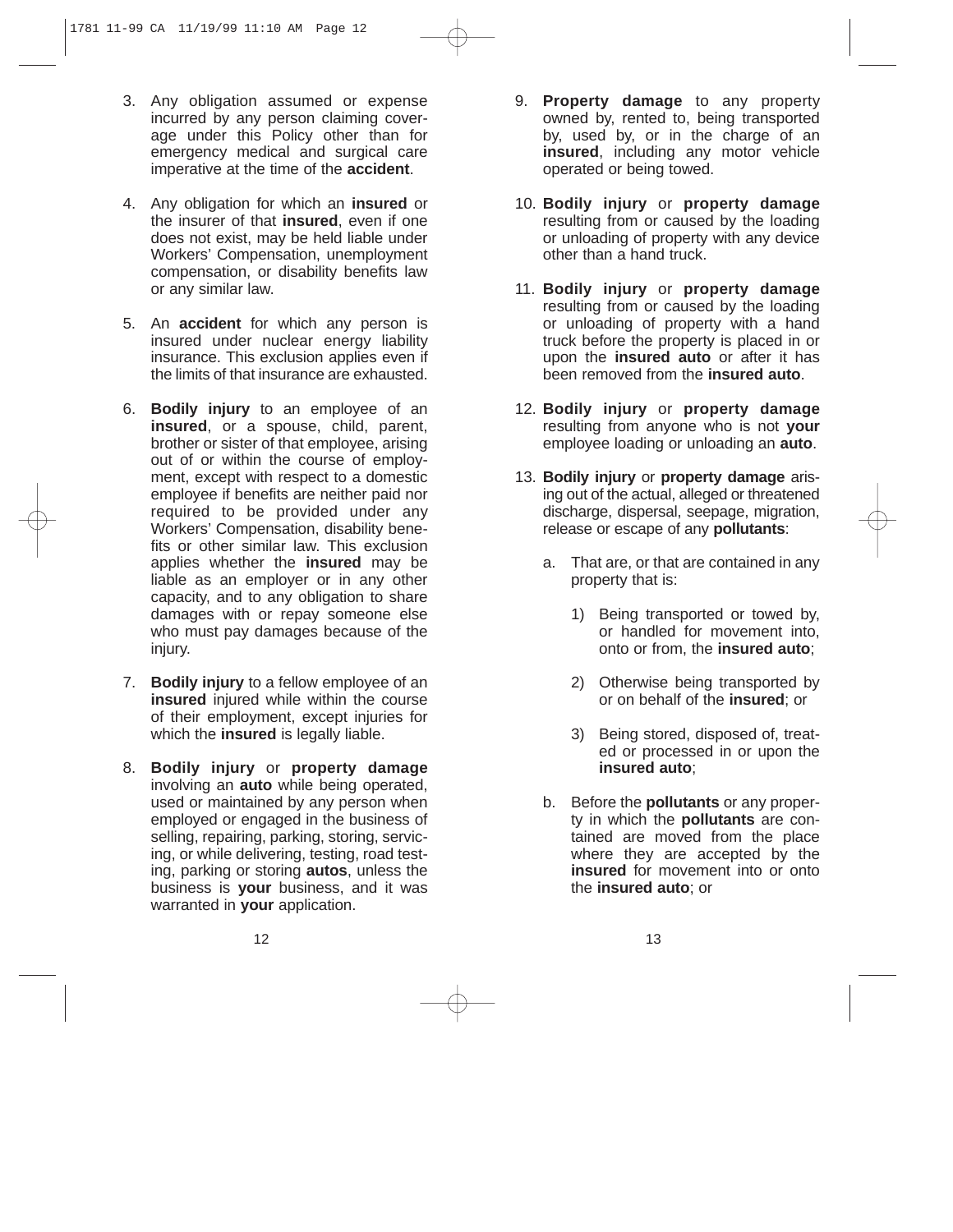3. Any obligation assumed or expense incurred by any person claiming coverage under this Policy other than for emergency medical and surgical care imperative at the time of the **accident**.

4. Any obligation for which an **insured** or the insurer of that **insured**, even if one does not exist, may be held liable under Workers' Compensation, unemployment compensation, or disability benefits law or any similar law.

5. An **accident** for which any person is insured under nuclear energy liability insurance. This exclusion applies even if the limits of that insurance are exhausted.

6. **Bodily injury** to an employee of an **insured**, or a spouse, child, parent, brother or sister of that employee, arising out of or within the course of employment, except with respect to a domestic employee if benefits are neither paid nor required to be provided under any Workers' Compensation, disability benefits or other similar law. This exclusion applies whether the **insured** may be liable as an employer or in any other capacity, and to any obligation to share damages with or repay someone else who must pay damages because of the injury.

7. **Bodily injury** to a fellow employee of an **insured** injured while within the course of their employment, except injuries for which the **insured** is legally liable.

8. **Bodily injury** or **property damage** involving an **auto** while being operated, used or maintained by any person when employed or engaged in the business of selling, repairing, parking, storing, servicing, or while delivering, testing, road testing, parking or storing **autos**, unless the business is **your** business, and it was warranted in **your** application.

9. **Property damage** to any property owned by, rented to, being transported by, used by, or in the charge of an **insured**, including any motor vehicle operated or being towed.

10. **Bodily injury** or **property damage** resulting from or caused by the loading or unloading of property with any device other than a hand truck.

11. **Bodily injury** or **property damage** resulting from or caused by the loading or unloading of property with a hand truck before the property is placed in or upon the **insured auto** or after it has been removed from the **insured auto**.

12. **Bodily injury** or **property damage** resulting from anyone who is not **your** employee loading or unloading an **auto**.

13. **Bodily injury** or **property damage** arising out of the actual, alleged or threatened discharge, dispersal, seepage, migration, release or escape of any **pollutants**:

    a. That are, or that are contained in any property that is:

        1) Being transported or towed by, or handled for movement into, onto or from, the **insured auto**;

        2) Otherwise being transported by or on behalf of the **insured**; or

        3) Being stored, disposed of, treated or processed in or upon the **insured auto**;

    b. Before the **pollutants** or any property in which the **pollutants** are contained are moved from the place where they are accepted by the **insured** for movement into or onto the **insured auto**; or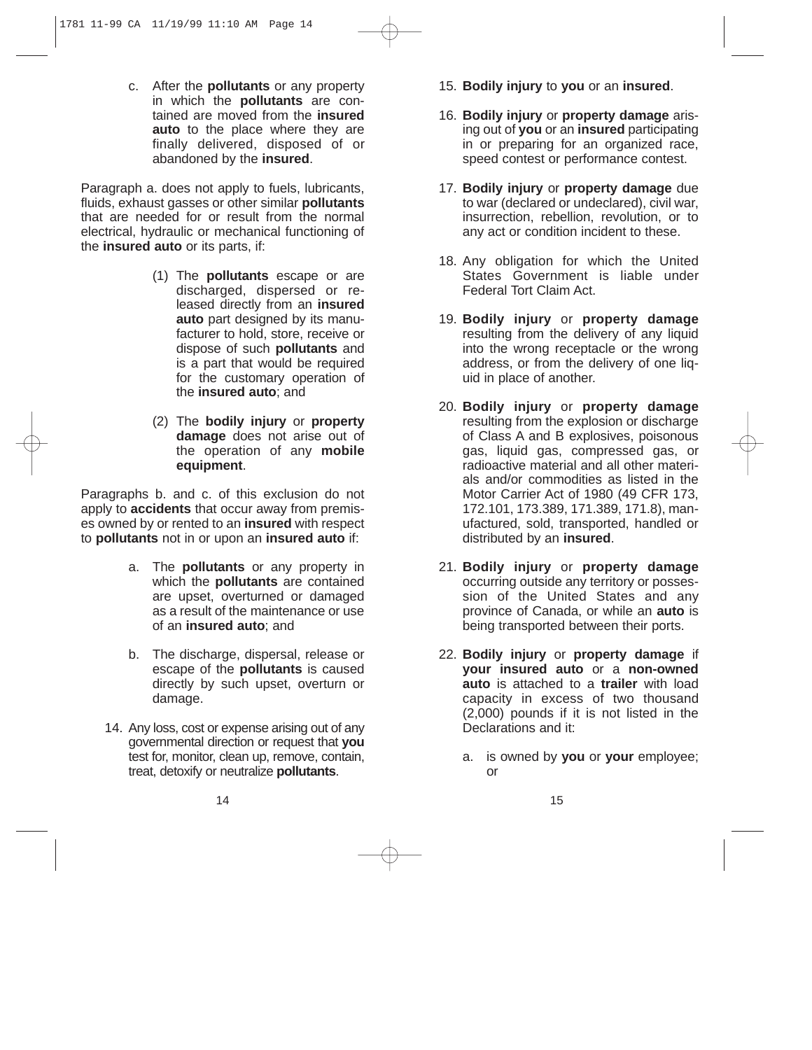c. After the **pollutants** or any property in which the **pollutants** are contained are moved from the **insured auto** to the place where they are finally delivered, disposed of or abandoned by the **insured**.

Paragraph a. does not apply to fuels, lubricants, fluids, exhaust gasses or other similar **pollutants** that are needed for or result from the normal electrical, hydraulic or mechanical functioning of the **insured auto** or its parts, if:

(1) The **pollutants** escape or are discharged, dispersed or released directly from an **insured auto** part designed by its manufacturer to hold, store, receive or dispose of such **pollutants** and is a part that would be required for the customary operation of the **insured auto**; and

(2) The **bodily injury** or **property damage** does not arise out of the operation of any **mobile equipment**.

Paragraphs b. and c. of this exclusion do not apply to **accidents** that occur away from premises owned by or rented to an **insured** with respect to **pollutants** not in or upon an **insured auto** if:

a. The **pollutants** or any property in which the **pollutants** are contained are upset, overturned or damaged as a result of the maintenance or use of an **insured auto**; and

b. The discharge, dispersal, release or escape of the **pollutants** is caused directly by such upset, overturn or damage.

14. Any loss, cost or expense arising out of any governmental direction or request that **you** test for, monitor, clean up, remove, contain, treat, detoxify or neutralize **pollutants**.

15. **Bodily injury** to **you** or an **insured**.

16. **Bodily injury** or **property damage** arising out of **you** or an **insured** participating in or preparing for an organized race, speed contest or performance contest.

17. **Bodily injury** or **property damage** due to war (declared or undeclared), civil war, insurrection, rebellion, revolution, or to any act or condition incident to these.

18. Any obligation for which the United States Government is liable under Federal Tort Claim Act.

19. **Bodily injury** or **property damage** resulting from the delivery of any liquid into the wrong receptacle or the wrong address, or from the delivery of one liquid in place of another.

20. **Bodily injury** or **property damage** resulting from the explosion or discharge of Class A and B explosives, poisonous gas, liquid gas, compressed gas, or radioactive material and all other materials and/or commodities as listed in the Motor Carrier Act of 1980 (49 CFR 173, 172.101, 173.389, 171.389, 171.8), manufactured, sold, transported, handled or distributed by an **insured**.

21. **Bodily injury** or **property damage** occurring outside any territory or possession of the United States and any province of Canada, or while an **auto** is being transported between their ports.

22. **Bodily injury** or **property damage** if **your insured auto** or a **non-owned auto** is attached to a **trailer** with load capacity in excess of two thousand (2,000) pounds if it is not listed in the Declarations and it:

a. is owned by **you** or **your** employee; or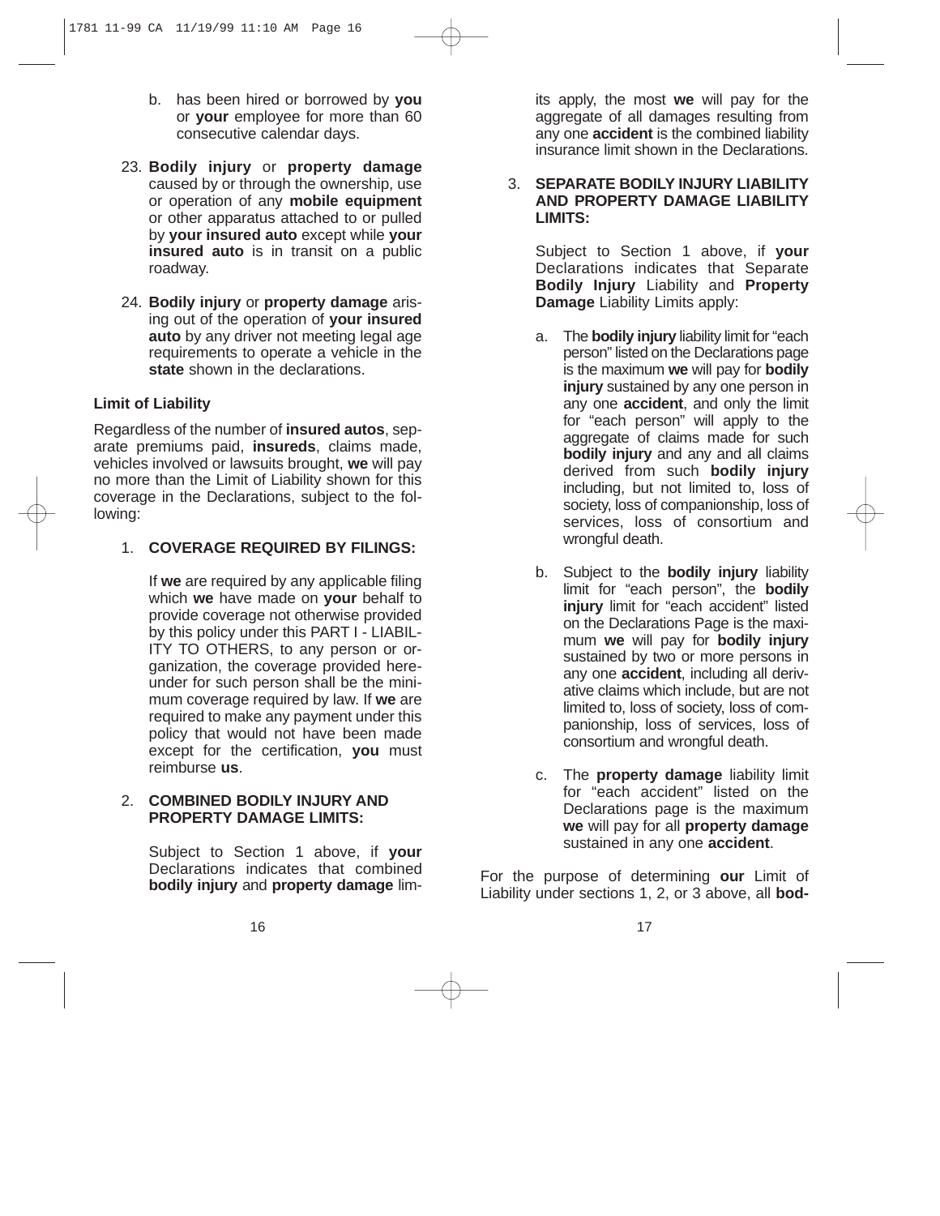b. has been hired or borrowed by **you** or **your** employee for more than 60 consecutive calendar days.

23. **Bodily injury** or **property damage** caused by or through the ownership, use or operation of any **mobile equipment** or other apparatus attached to or pulled by **your insured auto** except while **your insured auto** is in transit on a public roadway.

24. **Bodily injury** or **property damage** arising out of the operation of **your insured auto** by any driver not meeting legal age requirements to operate a vehicle in the **state** shown in the declarations.

**Limit of Liability**

Regardless of the number of **insured autos**, separate premiums paid, **insureds**, claims made, vehicles involved or lawsuits brought, **we** will pay no more than the Limit of Liability shown for this coverage in the Declarations, subject to the following:

1. **COVERAGE REQUIRED BY FILINGS:**

   If **we** are required by any applicable filing which **we** have made on **your** behalf to provide coverage not otherwise provided by this policy under this PART I - LIABILITY TO OTHERS, to any person or organization, the coverage provided hereunder for such person shall be the minimum coverage required by law. If **we** are required to make any payment under this policy that would not have been made except for the certification, **you** must reimburse **us**.

2. **COMBINED BODILY INJURY AND PROPERTY DAMAGE LIMITS:**

   Subject to Section 1 above, if **your** Declarations indicates that combined **bodily injury** and **property damage** limits apply, the most **we** will pay for the aggregate of all damages resulting from any one **accident** is the combined liability insurance limit shown in the Declarations.

3. **SEPARATE BODILY INJURY LIABILITY AND PROPERTY DAMAGE LIABILITY LIMITS:**

   Subject to Section 1 above, if **your** Declarations indicates that Separate **Bodily Injury** Liability and **Property Damage** Liability Limits apply:

   a. The **bodily injury** liability limit for "each person" listed on the Declarations page is the maximum **we** will pay for **bodily injury** sustained by any one person in any one **accident**, and only the limit for "each person" will apply to the aggregate of claims made for such **bodily injury** and any and all claims derived from such **bodily injury** including, but not limited to, loss of society, loss of companionship, loss of services, loss of consortium and wrongful death.

   b. Subject to the **bodily injury** liability limit for "each person", the **bodily injury** limit for "each accident" listed on the Declarations Page is the maximum **we** will pay for **bodily injury** sustained by two or more persons in any one **accident**, including all derivative claims which include, but are not limited to, loss of society, loss of companionship, loss of services, loss of consortium and wrongful death.

   c. The **property damage** liability limit for "each accident" listed on the Declarations page is the maximum **we** will pay for all **property damage** sustained in any one **accident**.

For the purpose of determining **our** Limit of Liability under sections 1, 2, or 3 above, all **bod-**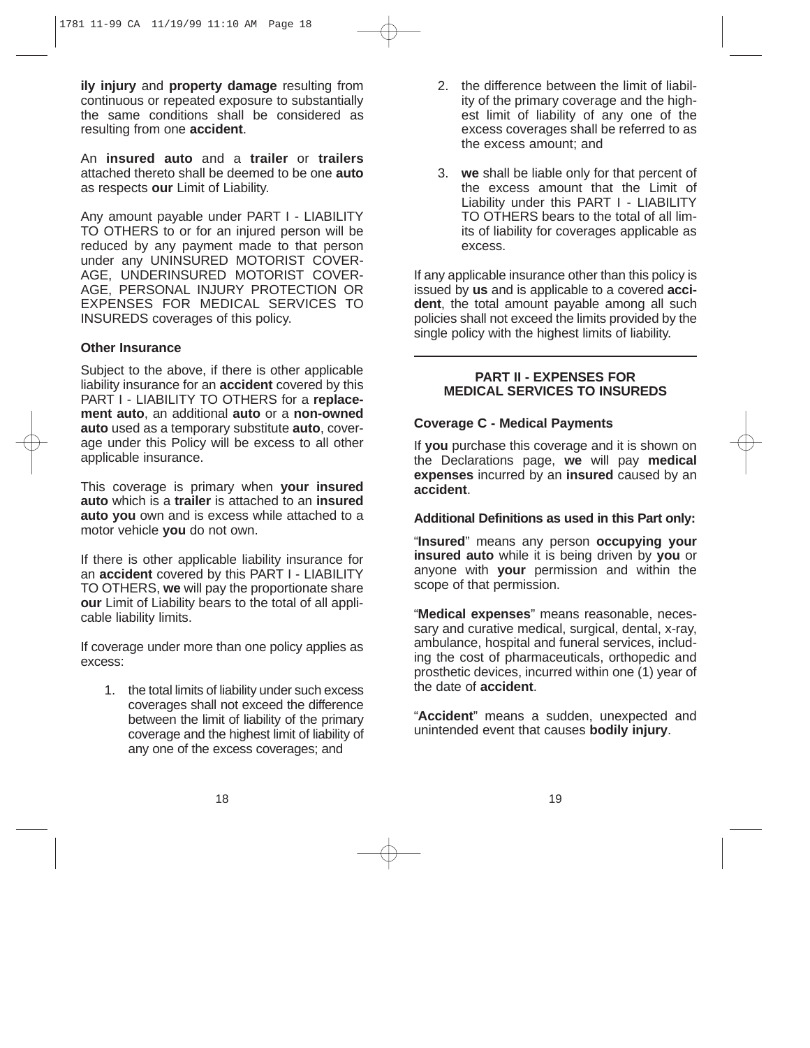**ily injury** and **property damage** resulting from continuous or repeated exposure to substantially the same conditions shall be considered as resulting from one **accident**.

An **insured auto** and a **trailer** or **trailers** attached thereto shall be deemed to be one **auto** as respects **our** Limit of Liability.

Any amount payable under PART I - LIABILITY TO OTHERS to or for an injured person will be reduced by any payment made to that person under any UNINSURED MOTORIST COVERAGE, UNDERINSURED MOTORIST COVERAGE, PERSONAL INJURY PROTECTION OR EXPENSES FOR MEDICAL SERVICES TO INSUREDS coverages of this policy.

**Other Insurance**

Subject to the above, if there is other applicable liability insurance for an **accident** covered by this PART I - LIABILITY TO OTHERS for a **replacement auto**, an additional **auto** or a **non-owned auto** used as a temporary substitute **auto**, coverage under this Policy will be excess to all other applicable insurance.

This coverage is primary when **your insured auto** which is a **trailer** is attached to an **insured auto you** own and is excess while attached to a motor vehicle **you** do not own.

If there is other applicable liability insurance for an **accident** covered by this PART I - LIABILITY TO OTHERS, **we** will pay the proportionate share **our** Limit of Liability bears to the total of all applicable liability limits.

If coverage under more than one policy applies as excess:

1. the total limits of liability under such excess coverages shall not exceed the difference between the limit of liability of the primary coverage and the highest limit of liability of any one of the excess coverages; and
2. the difference between the limit of liability of the primary coverage and the highest limit of liability of any one of the excess coverages shall be referred to as the excess amount; and
3. **we** shall be liable only for that percent of the excess amount that the Limit of Liability under this PART I - LIABILITY TO OTHERS bears to the total of all limits of liability for coverages applicable as excess.

If any applicable insurance other than this policy is issued by **us** and is applicable to a covered **accident**, the total amount payable among all such policies shall not exceed the limits provided by the single policy with the highest limits of liability.

## PART II - EXPENSES FOR MEDICAL SERVICES TO INSUREDS

**Coverage C - Medical Payments**

If **you** purchase this coverage and it is shown on the Declarations page, **we** will pay **medical expenses** incurred by an **insured** caused by an **accident**.

**Additional Definitions as used in this Part only:**

"**Insured**" means any person **occupying your insured auto** while it is being driven by **you** or anyone with **your** permission and within the scope of that permission.

"**Medical expenses**" means reasonable, necessary and curative medical, surgical, dental, x-ray, ambulance, hospital and funeral services, including the cost of pharmaceuticals, orthopedic and prosthetic devices, incurred within one (1) year of the date of **accident**.

"**Accident**" means a sudden, unexpected and unintended event that causes **bodily injury**.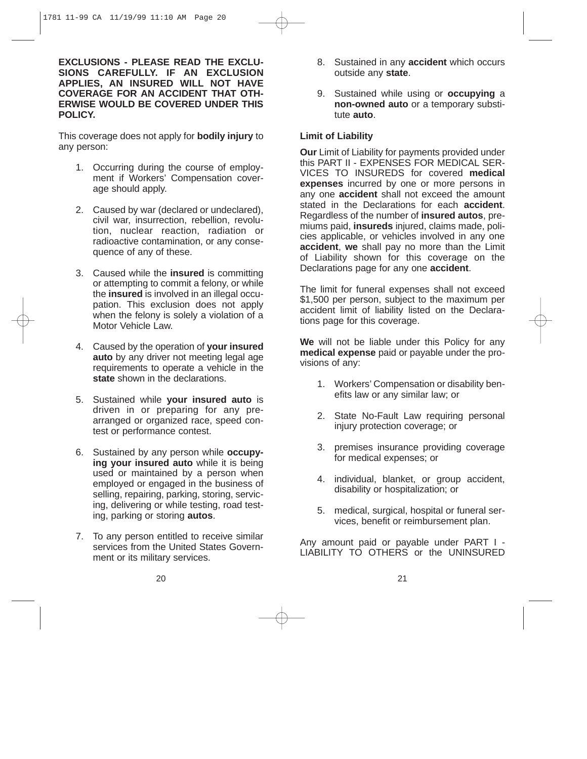**EXCLUSIONS - PLEASE READ THE EXCLUSIONS CAREFULLY. IF AN EXCLUSION APPLIES, AN INSURED WILL NOT HAVE COVERAGE FOR AN ACCIDENT THAT OTHERWISE WOULD BE COVERED UNDER THIS POLICY.**

This coverage does not apply for **bodily injury** to any person:

1. Occurring during the course of employment if Workers' Compensation coverage should apply.

2. Caused by war (declared or undeclared), civil war, insurrection, rebellion, revolution, nuclear reaction, radiation or radioactive contamination, or any consequence of any of these.

3. Caused while the **insured** is committing or attempting to commit a felony, or while the **insured** is involved in an illegal occupation. This exclusion does not apply when the felony is solely a violation of a Motor Vehicle Law.

4. Caused by the operation of **your insured auto** by any driver not meeting legal age requirements to operate a vehicle in the **state** shown in the declarations.

5. Sustained while **your insured auto** is driven in or preparing for any prearranged or organized race, speed contest or performance contest.

6. Sustained by any person while **occupying your insured auto** while it is being used or maintained by a person when employed or engaged in the business of selling, repairing, parking, storing, servicing, delivering or while testing, road testing, parking or storing **autos**.

7. To any person entitled to receive similar services from the United States Government or its military services.

8. Sustained in any **accident** which occurs outside any **state**.

9. Sustained while using or **occupying** a **non-owned auto** or a temporary substitute **auto**.

**Limit of Liability**

**Our** Limit of Liability for payments provided under this PART II - EXPENSES FOR MEDICAL SERVICES TO INSUREDS for covered **medical expenses** incurred by one or more persons in any one **accident** shall not exceed the amount stated in the Declarations for each **accident**. Regardless of the number of **insured autos**, premiums paid, **insureds** injured, claims made, policies applicable, or vehicles involved in any one **accident**, **we** shall pay no more than the Limit of Liability shown for this coverage on the Declarations page for any one **accident**.

The limit for funeral expenses shall not exceed $1,500 per person, subject to the maximum per accident limit of liability listed on the Declarations page for this coverage.

**We** will not be liable under this Policy for any **medical expense** paid or payable under the provisions of any:

1. Workers' Compensation or disability benefits law or any similar law; or

2. State No-Fault Law requiring personal injury protection coverage; or

3. premises insurance providing coverage for medical expenses; or

4. individual, blanket, or group accident, disability or hospitalization; or

5. medical, surgical, hospital or funeral services, benefit or reimbursement plan.

Any amount paid or payable under PART I - LIABILITY TO OTHERS or the UNINSURED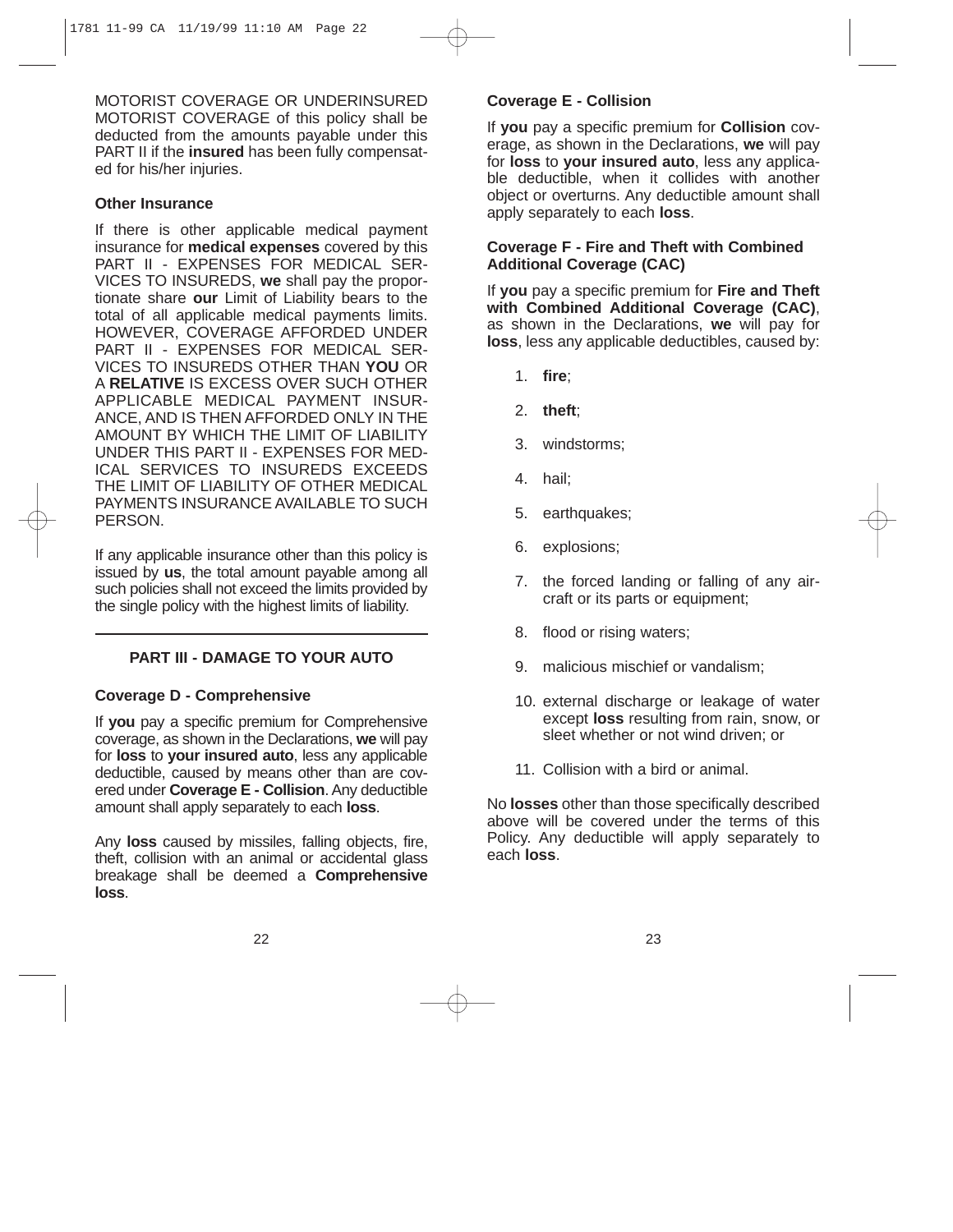MOTORIST COVERAGE OR UNDERINSURED MOTORIST COVERAGE of this policy shall be deducted from the amounts payable under this PART II if the **insured** has been fully compensated for his/her injuries.

### Other Insurance

If there is other applicable medical payment insurance for **medical expenses** covered by this PART II - EXPENSES FOR MEDICAL SERVICES TO INSUREDS, **we** shall pay the proportionate share **our** Limit of Liability bears to the total of all applicable medical payments limits. HOWEVER, COVERAGE AFFORDED UNDER PART II - EXPENSES FOR MEDICAL SERVICES TO INSUREDS OTHER THAN **YOU** OR A **RELATIVE** IS EXCESS OVER SUCH OTHER APPLICABLE MEDICAL PAYMENT INSURANCE, AND IS THEN AFFORDED ONLY IN THE AMOUNT BY WHICH THE LIMIT OF LIABILITY UNDER THIS PART II - EXPENSES FOR MEDICAL SERVICES TO INSUREDS EXCEEDS THE LIMIT OF LIABILITY OF OTHER MEDICAL PAYMENTS INSURANCE AVAILABLE TO SUCH PERSON.

If any applicable insurance other than this policy is issued by **us**, the total amount payable among all such policies shall not exceed the limits provided by the single policy with the highest limits of liability.

---

## PART III - DAMAGE TO YOUR AUTO

### Coverage D - Comprehensive

If **you** pay a specific premium for Comprehensive coverage, as shown in the Declarations, **we** will pay for **loss** to **your insured auto**, less any applicable deductible, caused by means other than are covered under **Coverage E - Collision**. Any deductible amount shall apply separately to each **loss**.

Any **loss** caused by missiles, falling objects, fire, theft, collision with an animal or accidental glass breakage shall be deemed a **Comprehensive loss**.

### Coverage E - Collision

If **you** pay a specific premium for **Collision** coverage, as shown in the Declarations, **we** will pay for **loss** to **your insured auto**, less any applicable deductible, when it collides with another object or overturns. Any deductible amount shall apply separately to each **loss**.

### Coverage F - Fire and Theft with Combined Additional Coverage (CAC)

If **you** pay a specific premium for **Fire and Theft with Combined Additional Coverage (CAC)**, as shown in the Declarations, **we** will pay for **loss**, less any applicable deductibles, caused by:

1. **fire**;
2. **theft**;
3. windstorms;
4. hail;
5. earthquakes;
6. explosions;
7. the forced landing or falling of any aircraft or its parts or equipment;
8. flood or rising waters;
9. malicious mischief or vandalism;
10. external discharge or leakage of water except **loss** resulting from rain, snow, or sleet whether or not wind driven; or
11. Collision with a bird or animal.

No **losses** other than those specifically described above will be covered under the terms of this Policy. Any deductible will apply separately to each **loss**.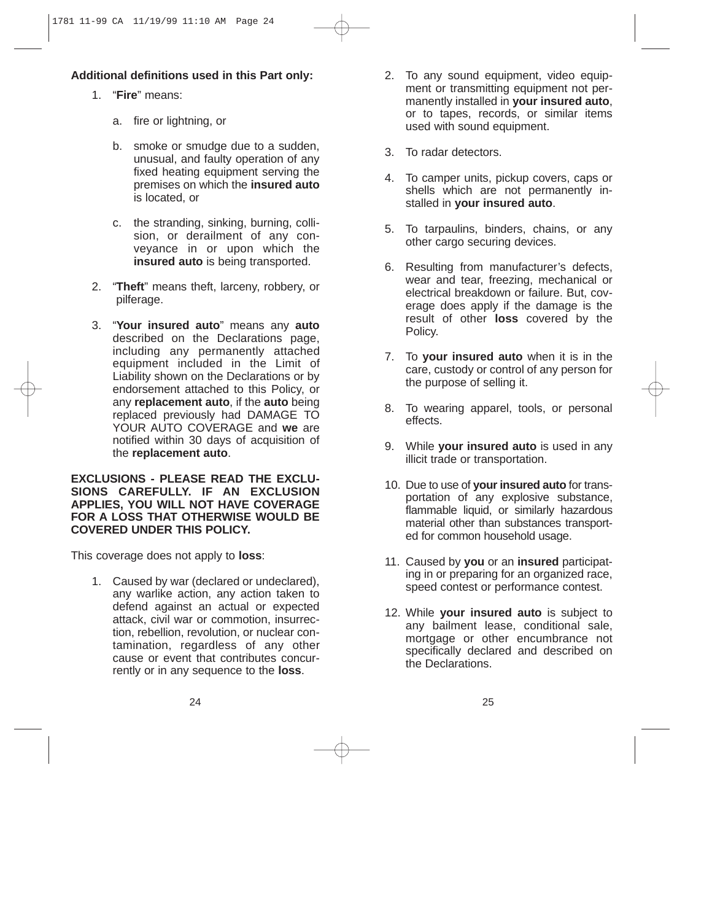**Additional definitions used in this Part only:**

1. "**Fire**" means:

   a. fire or lightning, or

   b. smoke or smudge due to a sudden, unusual, and faulty operation of any fixed heating equipment serving the premises on which the **insured auto** is located, or

   c. the stranding, sinking, burning, collision, or derailment of any conveyance in or upon which the **insured auto** is being transported.

2. "**Theft**" means theft, larceny, robbery, or pilferage.

3. "**Your insured auto**" means any **auto** described on the Declarations page, including any permanently attached equipment included in the Limit of Liability shown on the Declarations or by endorsement attached to this Policy, or any **replacement auto**, if the **auto** being replaced previously had DAMAGE TO YOUR AUTO COVERAGE and **we** are notified within 30 days of acquisition of the **replacement auto**.

**EXCLUSIONS - PLEASE READ THE EXCLUSIONS CAREFULLY. IF AN EXCLUSION APPLIES, YOU WILL NOT HAVE COVERAGE FOR A LOSS THAT OTHERWISE WOULD BE COVERED UNDER THIS POLICY.**

This coverage does not apply to **loss**:

1. Caused by war (declared or undeclared), any warlike action, any action taken to defend against an actual or expected attack, civil war or commotion, insurrection, rebellion, revolution, or nuclear contamination, regardless of any other cause or event that contributes concurrently or in any sequence to the **loss**.
2. To any sound equipment, video equipment or transmitting equipment not permanently installed in **your insured auto**, or to tapes, records, or similar items used with sound equipment.
3. To radar detectors.
4. To camper units, pickup covers, caps or shells which are not permanently installed in **your insured auto**.
5. To tarpaulins, binders, chains, or any other cargo securing devices.
6. Resulting from manufacturer's defects, wear and tear, freezing, mechanical or electrical breakdown or failure. But, coverage does apply if the damage is the result of other **loss** covered by the Policy.
7. To **your insured auto** when it is in the care, custody or control of any person for the purpose of selling it.
8. To wearing apparel, tools, or personal effects.
9. While **your insured auto** is used in any illicit trade or transportation.
10. Due to use of **your insured auto** for transportation of any explosive substance, flammable liquid, or similarly hazardous material other than substances transported for common household usage.
11. Caused by **you** or an **insured** participating in or preparing for an organized race, speed contest or performance contest.
12. While **your insured auto** is subject to any bailment lease, conditional sale, mortgage or other encumbrance not specifically declared and described on the Declarations.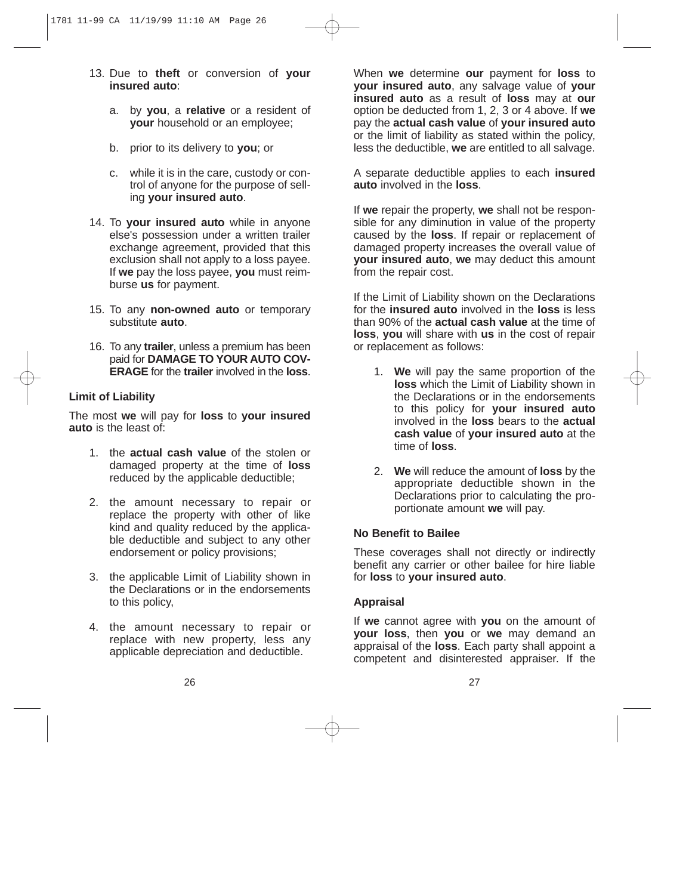13. Due to **theft** or conversion of **your insured auto**:

    a. by **you**, a **relative** or a resident of **your** household or an employee;

    b. prior to its delivery to **you**; or

    c. while it is in the care, custody or control of anyone for the purpose of selling **your insured auto**.

14. To **your insured auto** while in anyone else's possession under a written trailer exchange agreement, provided that this exclusion shall not apply to a loss payee. If **we** pay the loss payee, **you** must reimburse **us** for payment.

15. To any **non-owned auto** or temporary substitute **auto**.

16. To any **trailer**, unless a premium has been paid for **DAMAGE TO YOUR AUTO COVERAGE** for the **trailer** involved in the **loss**.

**Limit of Liability**

The most **we** will pay for **loss** to **your insured auto** is the least of:

1. the **actual cash value** of the stolen or damaged property at the time of **loss** reduced by the applicable deductible;

2. the amount necessary to repair or replace the property with other of like kind and quality reduced by the applicable deductible and subject to any other endorsement or policy provisions;

3. the applicable Limit of Liability shown in the Declarations or in the endorsements to this policy,

4. the amount necessary to repair or replace with new property, less any applicable depreciation and deductible.

When **we** determine **our** payment for **loss** to **your insured auto**, any salvage value of **your insured auto** as a result of **loss** may at **our** option be deducted from 1, 2, 3 or 4 above. If **we** pay the **actual cash value** of **your insured auto** or the limit of liability as stated within the policy, less the deductible, **we** are entitled to all salvage.

A separate deductible applies to each **insured auto** involved in the **loss**.

If **we** repair the property, **we** shall not be responsible for any diminution in value of the property caused by the **loss**. If repair or replacement of damaged property increases the overall value of **your insured auto**, **we** may deduct this amount from the repair cost.

If the Limit of Liability shown on the Declarations for the **insured auto** involved in the **loss** is less than 90% of the **actual cash value** at the time of **loss**, **you** will share with **us** in the cost of repair or replacement as follows:

1. **We** will pay the same proportion of the **loss** which the Limit of Liability shown in the Declarations or in the endorsements to this policy for **your insured auto** involved in the **loss** bears to the **actual cash value** of **your insured auto** at the time of **loss**.

2. **We** will reduce the amount of **loss** by the appropriate deductible shown in the Declarations prior to calculating the proportionate amount **we** will pay.

**No Benefit to Bailee**

These coverages shall not directly or indirectly benefit any carrier or other bailee for hire liable for **loss** to **your insured auto**.

**Appraisal**

If **we** cannot agree with **you** on the amount of **your loss**, then **you** or **we** may demand an appraisal of the **loss**. Each party shall appoint a competent and disinterested appraiser. If the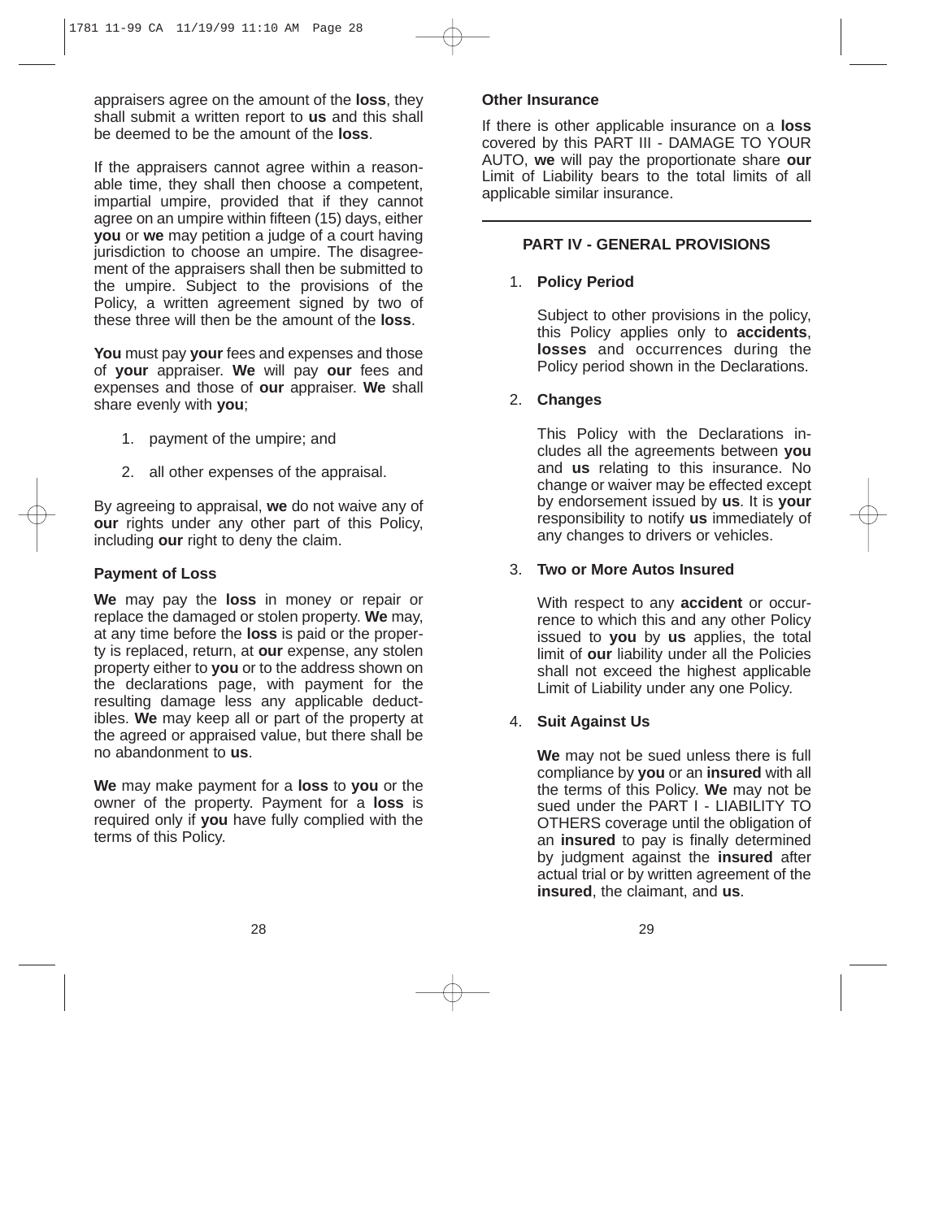appraisers agree on the amount of the **loss**, they shall submit a written report to **us** and this shall be deemed to be the amount of the **loss**.

If the appraisers cannot agree within a reasonable time, they shall then choose a competent, impartial umpire, provided that if they cannot agree on an umpire within fifteen (15) days, either **you** or **we** may petition a judge of a court having jurisdiction to choose an umpire. The disagreement of the appraisers shall then be submitted to the umpire. Subject to the provisions of the Policy, a written agreement signed by two of these three will then be the amount of the **loss**.

**You** must pay **your** fees and expenses and those of **your** appraiser. **We** will pay **our** fees and expenses and those of **our** appraiser. **We** shall share evenly with **you**;

1. payment of the umpire; and
2. all other expenses of the appraisal.

By agreeing to appraisal, **we** do not waive any of **our** rights under any other part of this Policy, including **our** right to deny the claim.

**Payment of Loss**

**We** may pay the **loss** in money or repair or replace the damaged or stolen property. **We** may, at any time before the **loss** is paid or the property is replaced, return, at **our** expense, any stolen property either to **you** or to the address shown on the declarations page, with payment for the resulting damage less any applicable deductibles. **We** may keep all or part of the property at the agreed or appraised value, but there shall be no abandonment to **us**.

**We** may make payment for a **loss** to **you** or the owner of the property. Payment for a **loss** is required only if **you** have fully complied with the terms of this Policy.

**Other Insurance**

If there is other applicable insurance on a **loss** covered by this PART III - DAMAGE TO YOUR AUTO, **we** will pay the proportionate share **our** Limit of Liability bears to the total limits of all applicable similar insurance.

## PART IV - GENERAL PROVISIONS

1. **Policy Period**

   Subject to other provisions in the policy, this Policy applies only to **accidents**, **losses** and occurrences during the Policy period shown in the Declarations.

2. **Changes**

   This Policy with the Declarations includes all the agreements between **you** and **us** relating to this insurance. No change or waiver may be effected except by endorsement issued by **us**. It is **your** responsibility to notify **us** immediately of any changes to drivers or vehicles.

3. **Two or More Autos Insured**

   With respect to any **accident** or occurrence to which this and any other Policy issued to **you** by **us** applies, the total limit of **our** liability under all the Policies shall not exceed the highest applicable Limit of Liability under any one Policy.

4. **Suit Against Us**

   **We** may not be sued unless there is full compliance by **you** or an **insured** with all the terms of this Policy. **We** may not be sued under the PART I - LIABILITY TO OTHERS coverage until the obligation of an **insured** to pay is finally determined by judgment against the **insured** after actual trial or by written agreement of the **insured**, the claimant, and **us**.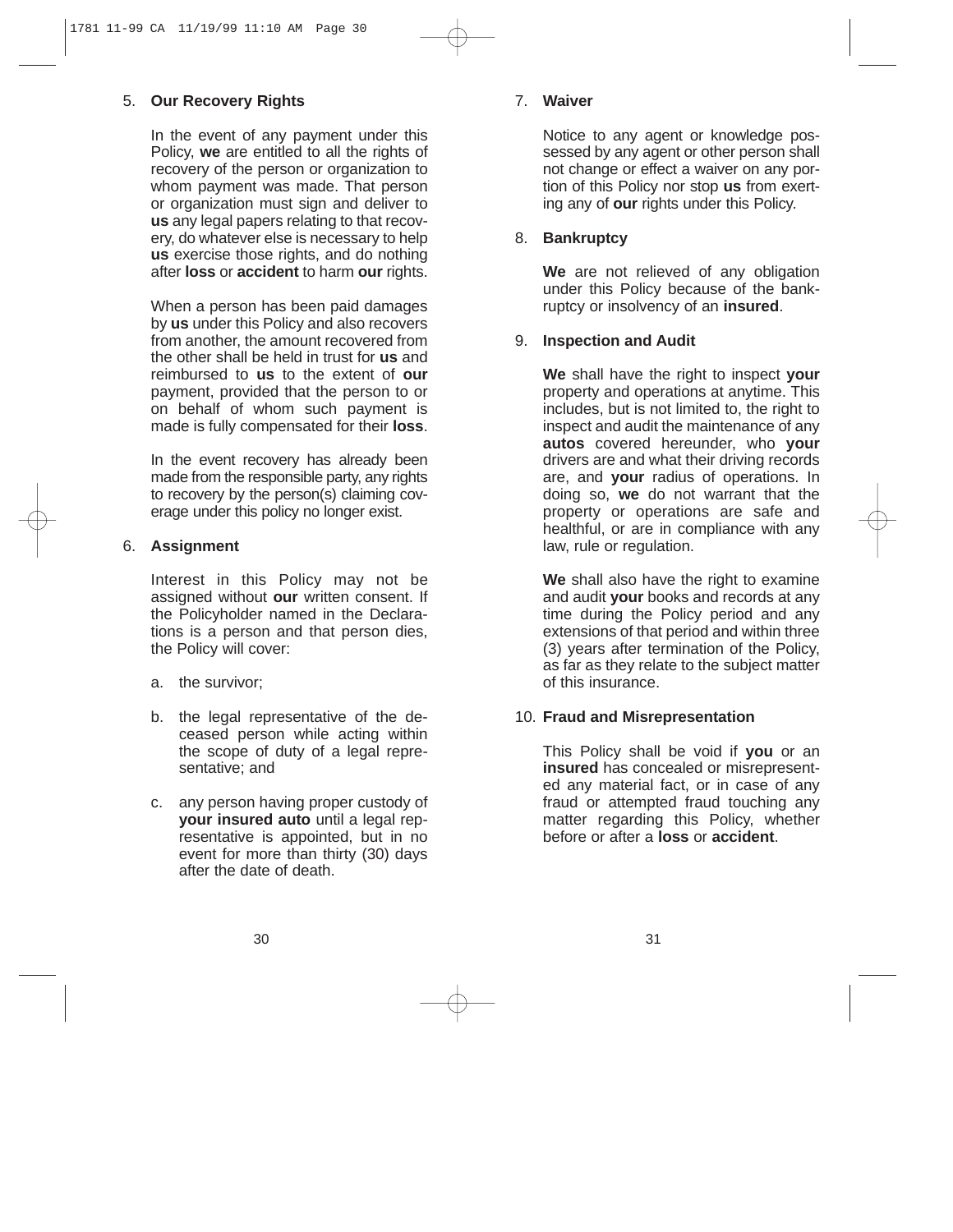5. **Our Recovery Rights**

   In the event of any payment under this Policy, **we** are entitled to all the rights of recovery of the person or organization to whom payment was made. That person or organization must sign and deliver to **us** any legal papers relating to that recovery, do whatever else is necessary to help **us** exercise those rights, and do nothing after **loss** or **accident** to harm **our** rights.

   When a person has been paid damages by **us** under this Policy and also recovers from another, the amount recovered from the other shall be held in trust for **us** and reimbursed to **us** to the extent of **our** payment, provided that the person to or on behalf of whom such payment is made is fully compensated for their **loss**.

   In the event recovery has already been made from the responsible party, any rights to recovery by the person(s) claiming coverage under this policy no longer exist.

6. **Assignment**

   Interest in this Policy may not be assigned without **our** written consent. If the Policyholder named in the Declarations is a person and that person dies, the Policy will cover:

   a. the survivor;

   b. the legal representative of the deceased person while acting within the scope of duty of a legal representative; and

   c. any person having proper custody of **your insured auto** until a legal representative is appointed, but in no event for more than thirty (30) days after the date of death.

7. **Waiver**

   Notice to any agent or knowledge possessed by any agent or other person shall not change or effect a waiver on any portion of this Policy nor stop **us** from exerting any of **our** rights under this Policy.

8. **Bankruptcy**

   **We** are not relieved of any obligation under this Policy because of the bankruptcy or insolvency of an **insured**.

9. **Inspection and Audit**

   **We** shall have the right to inspect **your** property and operations at anytime. This includes, but is not limited to, the right to inspect and audit the maintenance of any **autos** covered hereunder, who **your** drivers are and what their driving records are, and **your** radius of operations. In doing so, **we** do not warrant that the property or operations are safe and healthful, or are in compliance with any law, rule or regulation.

   **We** shall also have the right to examine and audit **your** books and records at any time during the Policy period and any extensions of that period and within three (3) years after termination of the Policy, as far as they relate to the subject matter of this insurance.

10. **Fraud and Misrepresentation**

    This Policy shall be void if **you** or an **insured** has concealed or misrepresented any material fact, or in case of any fraud or attempted fraud touching any matter regarding this Policy, whether before or after a **loss** or **accident**.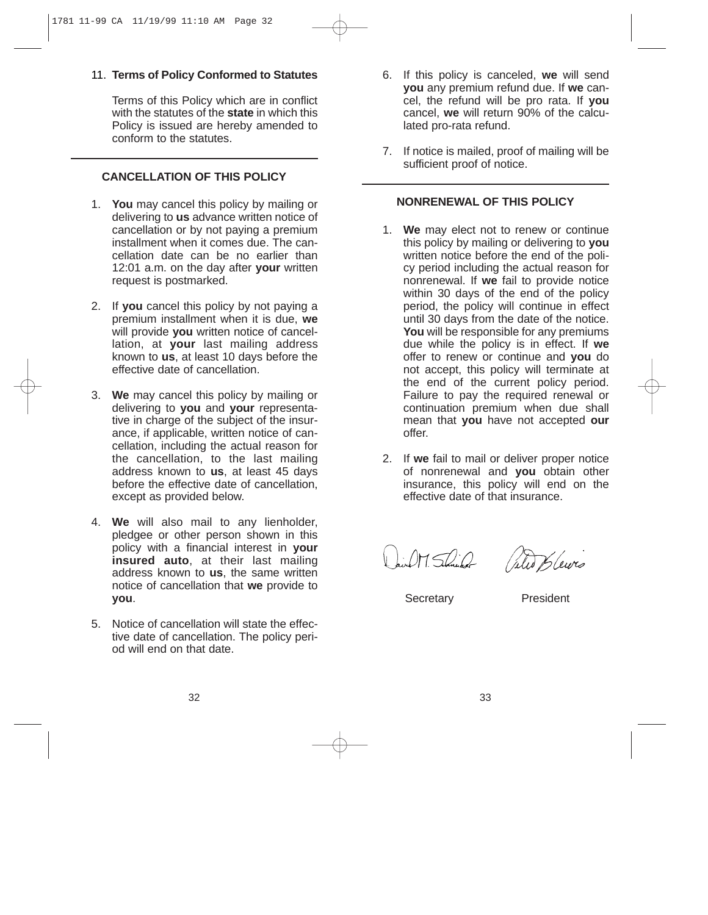11. **Terms of Policy Conformed to Statutes**

    Terms of this Policy which are in conflict with the statutes of the **state** in which this Policy is issued are hereby amended to conform to the statutes.

## CANCELLATION OF THIS POLICY

1. **You** may cancel this policy by mailing or delivering to **us** advance written notice of cancellation or by not paying a premium installment when it comes due. The cancellation date can be no earlier than 12:01 a.m. on the day after **your** written request is postmarked.

2. If **you** cancel this policy by not paying a premium installment when it is due, **we** will provide **you** written notice of cancellation, at **your** last mailing address known to **us**, at least 10 days before the effective date of cancellation.

3. **We** may cancel this policy by mailing or delivering to **you** and **your** representative in charge of the subject of the insurance, if applicable, written notice of cancellation, including the actual reason for the cancellation, to the last mailing address known to **us**, at least 45 days before the effective date of cancellation, except as provided below.

4. **We** will also mail to any lienholder, pledgee or other person shown in this policy with a financial interest in **your insured auto**, at their last mailing address known to **us**, the same written notice of cancellation that **we** provide to **you**.

5. Notice of cancellation will state the effective date of cancellation. The policy period will end on that date.

6. If this policy is canceled, **we** will send **you** any premium refund due. If **we** cancel, the refund will be pro rata. If **you** cancel, **we** will return 90% of the calculated pro-rata refund.

7. If notice is mailed, proof of mailing will be sufficient proof of notice.

## NONRENEWAL OF THIS POLICY

1. **We** may elect not to renew or continue this policy by mailing or delivering to **you** written notice before the end of the policy period including the actual reason for nonrenewal. If **we** fail to provide notice within 30 days of the end of the policy period, the policy will continue in effect until 30 days from the date of the notice. **You** will be responsible for any premiums due while the policy is in effect. If **we** offer to renew or continue and **you** do not accept, this policy will terminate at the end of the current policy period. Failure to pay the required renewal or continuation premium when due shall mean that **you** have not accepted **our** offer.

2. If **we** fail to mail or deliver proper notice of nonrenewal and **you** obtain other insurance, this policy will end on the effective date of that insurance.

Secretary President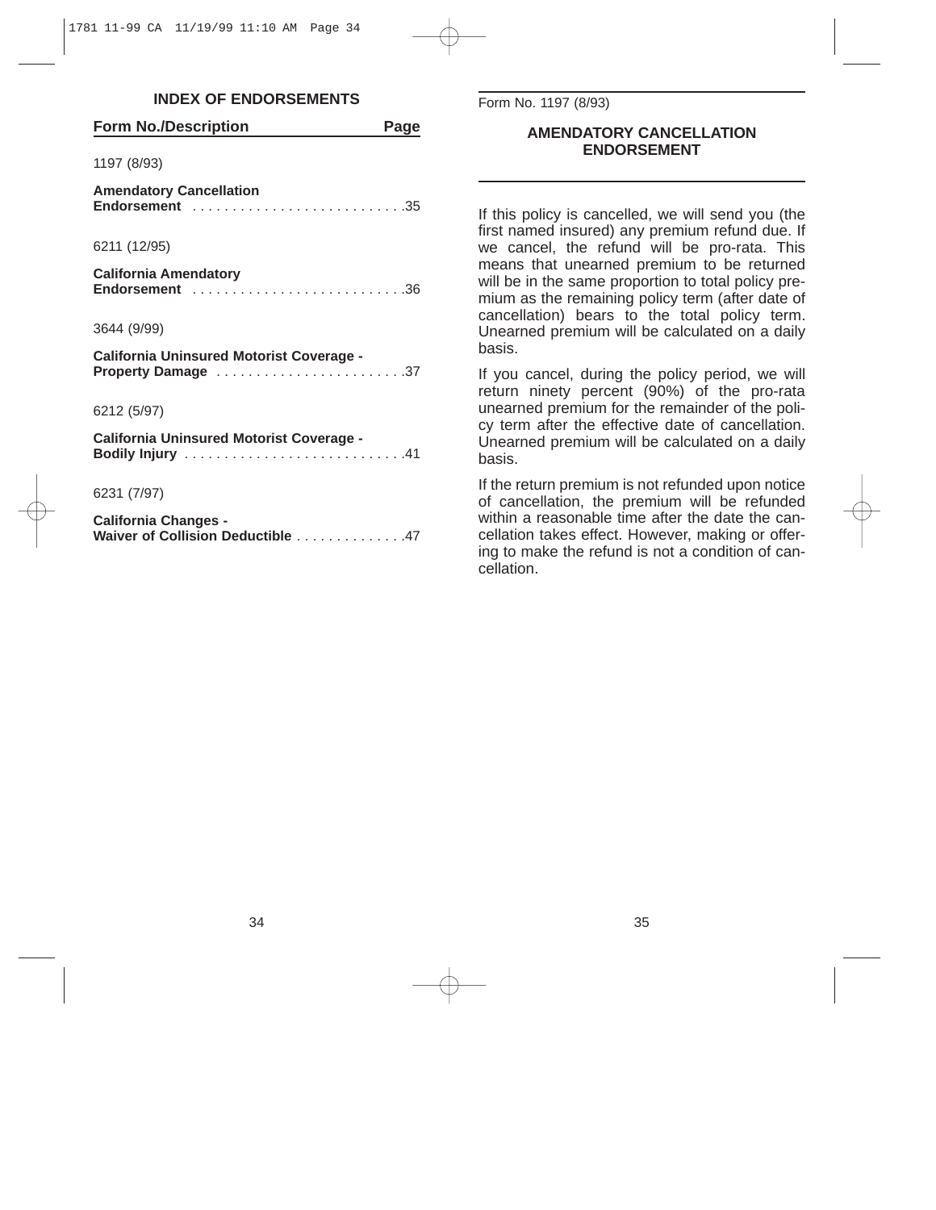## INDEX OF ENDORSEMENTS

| Form No./Description | Page |
|---|---|
| 1197 (8/93) | |
| **Amendatory Cancellation Endorsement** | 35 |
| 6211 (12/95) | |
| **California Amendatory Endorsement** | 36 |
| 3644 (9/99) | |
| **California Uninsured Motorist Coverage - Property Damage** | 37 |
| 6212 (5/97) | |
| **California Uninsured Motorist Coverage - Bodily Injury** | 41 |
| 6231 (7/97) | |
| **California Changes - Waiver of Collision Deductible** | 47 |

Form No. 1197 (8/93)

## AMENDATORY CANCELLATION ENDORSEMENT

If this policy is cancelled, we will send you (the first named insured) any premium refund due. If we cancel, the refund will be pro-rata. This means that unearned premium to be returned will be in the same proportion to total policy premium as the remaining policy term (after date of cancellation) bears to the total policy term. Unearned premium will be calculated on a daily basis.

If you cancel, during the policy period, we will return ninety percent (90%) of the pro-rata unearned premium for the remainder of the policy term after the effective date of cancellation. Unearned premium will be calculated on a daily basis.

If the return premium is not refunded upon notice of cancellation, the premium will be refunded within a reasonable time after the date the cancellation takes effect. However, making or offering to make the refund is not a condition of cancellation.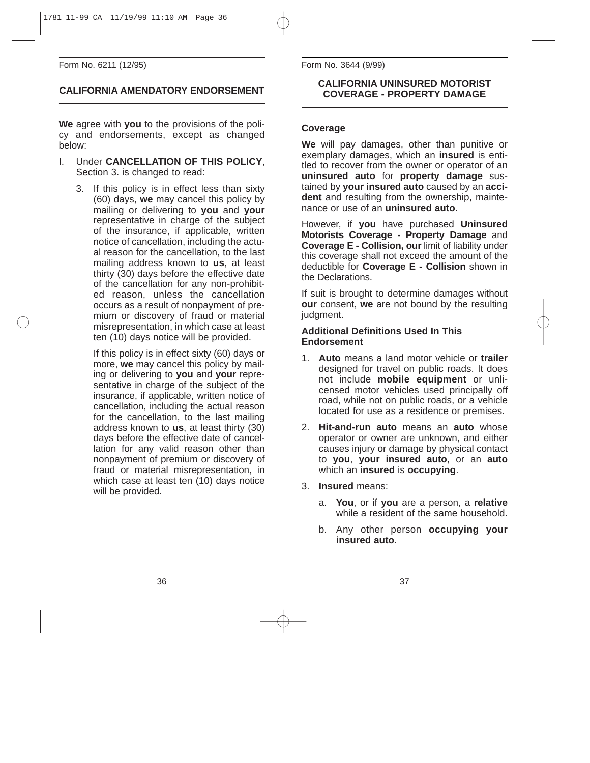Form No. 6211 (12/95)

## CALIFORNIA AMENDATORY ENDORSEMENT

**We** agree with **you** to the provisions of the policy and endorsements, except as changed below:

I. Under **CANCELLATION OF THIS POLICY**, Section 3. is changed to read:

   3. If this policy is in effect less than sixty (60) days, **we** may cancel this policy by mailing or delivering to **you** and **your** representative in charge of the subject of the insurance, if applicable, written notice of cancellation, including the actual reason for the cancellation, to the last mailing address known to **us**, at least thirty (30) days before the effective date of the cancellation for any non-prohibited reason, unless the cancellation occurs as a result of nonpayment of premium or discovery of fraud or material misrepresentation, in which case at least ten (10) days notice will be provided.

      If this policy is in effect sixty (60) days or more, **we** may cancel this policy by mailing or delivering to **you** and **your** representative in charge of the subject of the insurance, if applicable, written notice of cancellation, including the actual reason for the cancellation, to the last mailing address known to **us**, at least thirty (30) days before the effective date of cancellation for any valid reason other than nonpayment of premium or discovery of fraud or material misrepresentation, in which case at least ten (10) days notice will be provided.

Form No. 3644 (9/99)

## CALIFORNIA UNINSURED MOTORIST COVERAGE - PROPERTY DAMAGE

### Coverage

**We** will pay damages, other than punitive or exemplary damages, which an **insured** is entitled to recover from the owner or operator of an **uninsured auto** for **property damage** sustained by **your insured auto** caused by an **accident** and resulting from the ownership, maintenance or use of an **uninsured auto**.

However, if **you** have purchased **Uninsured Motorists Coverage - Property Damage** and **Coverage E - Collision, our** limit of liability under this coverage shall not exceed the amount of the deductible for **Coverage E - Collision** shown in the Declarations.

If suit is brought to determine damages without **our** consent, **we** are not bound by the resulting judgment.

### Additional Definitions Used In This Endorsement

1. **Auto** means a land motor vehicle or **trailer** designed for travel on public roads. It does not include **mobile equipment** or unlicensed motor vehicles used principally off road, while not on public roads, or a vehicle located for use as a residence or premises.
2. **Hit-and-run auto** means an **auto** whose operator or owner are unknown, and either causes injury or damage by physical contact to **you**, **your insured auto**, or an **auto** which an **insured** is **occupying**.
3. **Insured** means:
   a. **You**, or if **you** are a person, a **relative** while a resident of the same household.
   b. Any other person **occupying your insured auto**.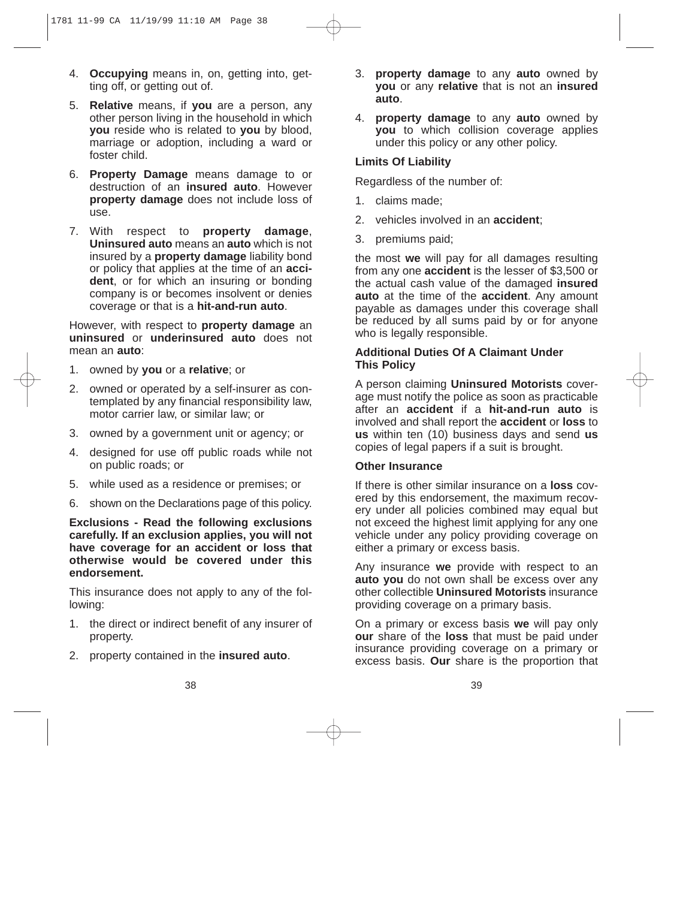4. **Occupying** means in, on, getting into, getting off, or getting out of.
5. **Relative** means, if **you** are a person, any other person living in the household in which **you** reside who is related to **you** by blood, marriage or adoption, including a ward or foster child.
6. **Property Damage** means damage to or destruction of an **insured auto**. However **property damage** does not include loss of use.
7. With respect to **property damage**, **Uninsured auto** means an **auto** which is not insured by a **property damage** liability bond or policy that applies at the time of an **accident**, or for which an insuring or bonding company is or becomes insolvent or denies coverage or that is a **hit-and-run auto**.

However, with respect to **property damage** an **uninsured** or **underinsured auto** does not mean an **auto**:

1. owned by **you** or a **relative**; or
2. owned or operated by a self-insurer as contemplated by any financial responsibility law, motor carrier law, or similar law; or
3. owned by a government unit or agency; or
4. designed for use off public roads while not on public roads; or
5. while used as a residence or premises; or
6. shown on the Declarations page of this policy.

**Exclusions - Read the following exclusions carefully. If an exclusion applies, you will not have coverage for an accident or loss that otherwise would be covered under this endorsement.**

This insurance does not apply to any of the following:

1. the direct or indirect benefit of any insurer of property.
2. property contained in the **insured auto**.
3. **property damage** to any **auto** owned by **you** or any **relative** that is not an **insured auto**.
4. **property damage** to any **auto** owned by **you** to which collision coverage applies under this policy or any other policy.

**Limits Of Liability**

Regardless of the number of:

1. claims made;
2. vehicles involved in an **accident**;
3. premiums paid;

the most **we** will pay for all damages resulting from any one **accident** is the lesser of $3,500 or the actual cash value of the damaged **insured auto** at the time of the **accident**. Any amount payable as damages under this coverage shall be reduced by all sums paid by or for anyone who is legally responsible.

**Additional Duties Of A Claimant Under This Policy**

A person claiming **Uninsured Motorists** coverage must notify the police as soon as practicable after an **accident** if a **hit-and-run auto** is involved and shall report the **accident** or **loss** to **us** within ten (10) business days and send **us** copies of legal papers if a suit is brought.

**Other Insurance**

If there is other similar insurance on a **loss** covered by this endorsement, the maximum recovery under all policies combined may equal but not exceed the highest limit applying for any one vehicle under any policy providing coverage on either a primary or excess basis.

Any insurance **we** provide with respect to an **auto you** do not own shall be excess over any other collectible **Uninsured Motorists** insurance providing coverage on a primary basis.

On a primary or excess basis **we** will pay only **our** share of the **loss** that must be paid under insurance providing coverage on a primary or excess basis. **Our** share is the proportion that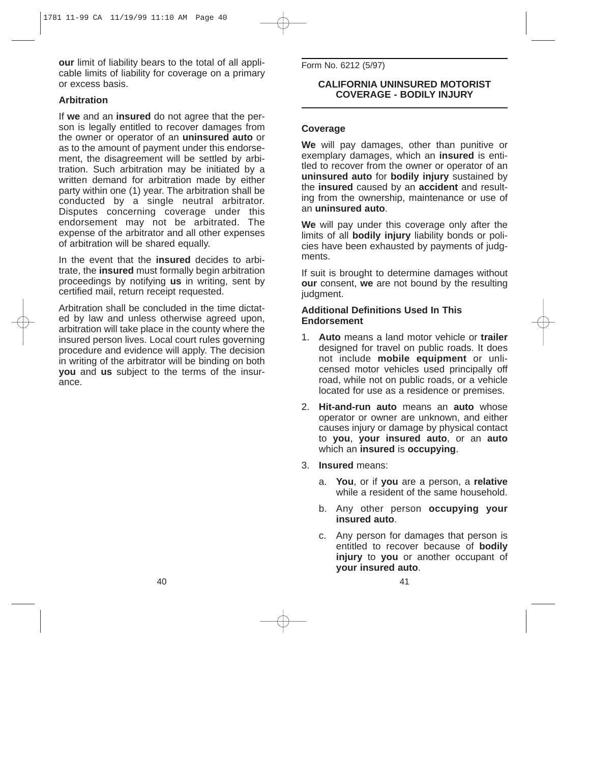**our** limit of liability bears to the total of all applicable limits of liability for coverage on a primary or excess basis.

### Arbitration

If **we** and an **insured** do not agree that the person is legally entitled to recover damages from the owner or operator of an **uninsured auto** or as to the amount of payment under this endorsement, the disagreement will be settled by arbitration. Such arbitration may be initiated by a written demand for arbitration made by either party within one (1) year. The arbitration shall be conducted by a single neutral arbitrator. Disputes concerning coverage under this endorsement may not be arbitrated. The expense of the arbitrator and all other expenses of arbitration will be shared equally.

In the event that the **insured** decides to arbitrate, the **insured** must formally begin arbitration proceedings by notifying **us** in writing, sent by certified mail, return receipt requested.

Arbitration shall be concluded in the time dictated by law and unless otherwise agreed upon, arbitration will take place in the county where the insured person lives. Local court rules governing procedure and evidence will apply. The decision in writing of the arbitrator will be binding on both **you** and **us** subject to the terms of the insurance.

---

Form No. 6212 (5/97)

## CALIFORNIA UNINSURED MOTORIST COVERAGE - BODILY INJURY

---

### Coverage

**We** will pay damages, other than punitive or exemplary damages, which an **insured** is entitled to recover from the owner or operator of an **uninsured auto** for **bodily injury** sustained by the **insured** caused by an **accident** and resulting from the ownership, maintenance or use of an **uninsured auto**.

**We** will pay under this coverage only after the limits of all **bodily injury** liability bonds or policies have been exhausted by payments of judgments.

If suit is brought to determine damages without **our** consent, **we** are not bound by the resulting judgment.

### Additional Definitions Used In This Endorsement

1. **Auto** means a land motor vehicle or **trailer** designed for travel on public roads. It does not include **mobile equipment** or unlicensed motor vehicles used principally off road, while not on public roads, or a vehicle located for use as a residence or premises.
2. **Hit-and-run auto** means an **auto** whose operator or owner are unknown, and either causes injury or damage by physical contact to **you**, **your insured auto**, or an **auto** which an **insured** is **occupying**.
3. **Insured** means:
   a. **You**, or if **you** are a person, a **relative** while a resident of the same household.
   b. Any other person **occupying your insured auto**.
   c. Any person for damages that person is entitled to recover because of **bodily injury** to **you** or another occupant of **your insured auto**.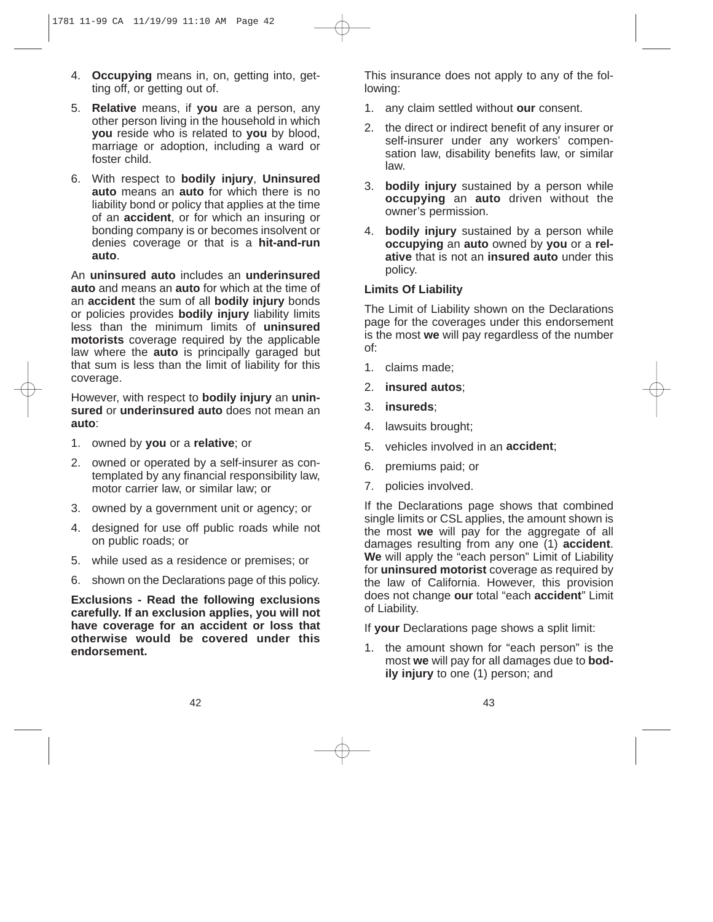4. **Occupying** means in, on, getting into, getting off, or getting out of.

5. **Relative** means, if **you** are a person, any other person living in the household in which **you** reside who is related to **you** by blood, marriage or adoption, including a ward or foster child.

6. With respect to **bodily injury**, **Uninsured auto** means an **auto** for which there is no liability bond or policy that applies at the time of an **accident**, or for which an insuring or bonding company is or becomes insolvent or denies coverage or that is a **hit-and-run auto**.

An **uninsured auto** includes an **underinsured auto** and means an **auto** for which at the time of an **accident** the sum of all **bodily injury** bonds or policies provides **bodily injury** liability limits less than the minimum limits of **uninsured motorists** coverage required by the applicable law where the **auto** is principally garaged but that sum is less than the limit of liability for this coverage.

However, with respect to **bodily injury** an **uninsured** or **underinsured auto** does not mean an **auto**:

1. owned by **you** or a **relative**; or
2. owned or operated by a self-insurer as contemplated by any financial responsibility law, motor carrier law, or similar law; or
3. owned by a government unit or agency; or
4. designed for use off public roads while not on public roads; or
5. while used as a residence or premises; or
6. shown on the Declarations page of this policy.

**Exclusions - Read the following exclusions carefully. If an exclusion applies, you will not have coverage for an accident or loss that otherwise would be covered under this endorsement.**

This insurance does not apply to any of the following:

1. any claim settled without **our** consent.
2. the direct or indirect benefit of any insurer or self-insurer under any workers' compensation law, disability benefits law, or similar law.
3. **bodily injury** sustained by a person while **occupying** an **auto** driven without the owner's permission.
4. **bodily injury** sustained by a person while **occupying** an **auto** owned by **you** or a **relative** that is not an **insured auto** under this policy.

**Limits Of Liability**

The Limit of Liability shown on the Declarations page for the coverages under this endorsement is the most **we** will pay regardless of the number of:

1. claims made;
2. **insured autos**;
3. **insureds**;
4. lawsuits brought;
5. vehicles involved in an **accident**;
6. premiums paid; or
7. policies involved.

If the Declarations page shows that combined single limits or CSL applies, the amount shown is the most **we** will pay for the aggregate of all damages resulting from any one (1) **accident**. **We** will apply the "each person" Limit of Liability for **uninsured motorist** coverage as required by the law of California. However, this provision does not change **our** total "each **accident**" Limit of Liability.

If **your** Declarations page shows a split limit:

1. the amount shown for "each person" is the most **we** will pay for all damages due to **bodily injury** to one (1) person; and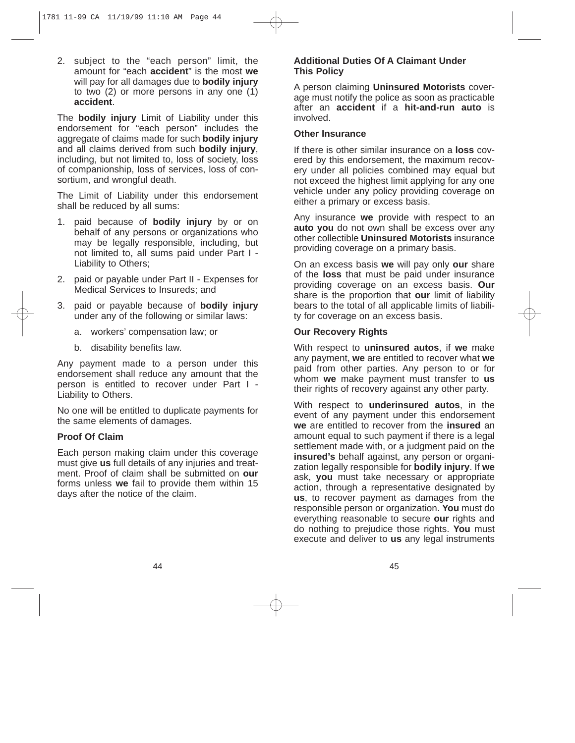2. subject to the "each person" limit, the amount for "each **accident**" is the most **we** will pay for all damages due to **bodily injury** to two (2) or more persons in any one (1) **accident**.

The **bodily injury** Limit of Liability under this endorsement for "each person" includes the aggregate of claims made for such **bodily injury** and all claims derived from such **bodily injury**, including, but not limited to, loss of society, loss of companionship, loss of services, loss of consortium, and wrongful death.

The Limit of Liability under this endorsement shall be reduced by all sums:

1. paid because of **bodily injury** by or on behalf of any persons or organizations who may be legally responsible, including, but not limited to, all sums paid under Part I - Liability to Others;
2. paid or payable under Part II - Expenses for Medical Services to Insureds; and
3. paid or payable because of **bodily injury** under any of the following or similar laws:
   a. workers' compensation law; or
   b. disability benefits law.

Any payment made to a person under this endorsement shall reduce any amount that the person is entitled to recover under Part I - Liability to Others.

No one will be entitled to duplicate payments for the same elements of damages.

### Proof Of Claim

Each person making claim under this coverage must give **us** full details of any injuries and treatment. Proof of claim shall be submitted on **our** forms unless **we** fail to provide them within 15 days after the notice of the claim.

### Additional Duties Of A Claimant Under This Policy

A person claiming **Uninsured Motorists** coverage must notify the police as soon as practicable after an **accident** if a **hit-and-run auto** is involved.

### Other Insurance

If there is other similar insurance on a **loss** covered by this endorsement, the maximum recovery under all policies combined may equal but not exceed the highest limit applying for any one vehicle under any policy providing coverage on either a primary or excess basis.

Any insurance **we** provide with respect to an **auto you** do not own shall be excess over any other collectible **Uninsured Motorists** insurance providing coverage on a primary basis.

On an excess basis **we** will pay only **our** share of the **loss** that must be paid under insurance providing coverage on an excess basis. **Our** share is the proportion that **our** limit of liability bears to the total of all applicable limits of liability for coverage on an excess basis.

### Our Recovery Rights

With respect to **uninsured autos**, if **we** make any payment, **we** are entitled to recover what **we** paid from other parties. Any person to or for whom **we** make payment must transfer to **us** their rights of recovery against any other party.

With respect to **underinsured autos**, in the event of any payment under this endorsement **we** are entitled to recover from the **insured** an amount equal to such payment if there is a legal settlement made with, or a judgment paid on the **insured's** behalf against, any person or organization legally responsible for **bodily injury**. If **we** ask, **you** must take necessary or appropriate action, through a representative designated by **us**, to recover payment as damages from the responsible person or organization. **You** must do everything reasonable to secure **our** rights and do nothing to prejudice those rights. **You** must execute and deliver to **us** any legal instruments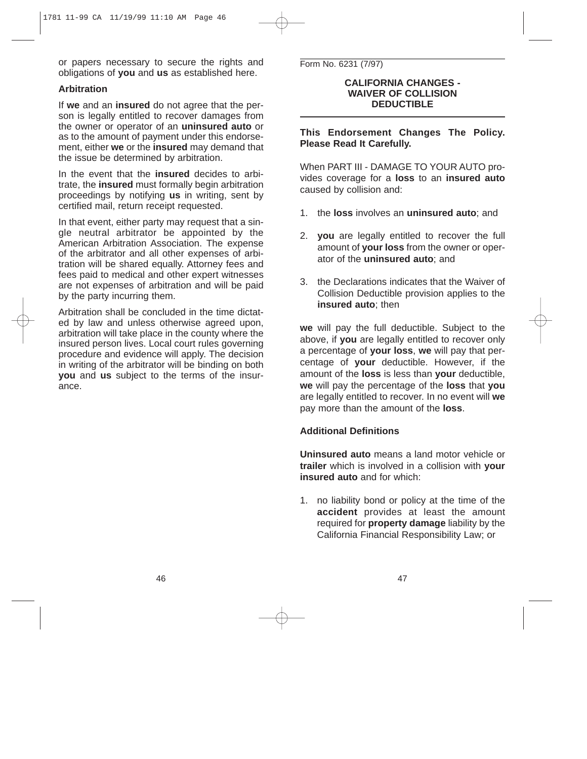or papers necessary to secure the rights and obligations of **you** and **us** as established here.

**Arbitration**

If **we** and an **insured** do not agree that the person is legally entitled to recover damages from the owner or operator of an **uninsured auto** or as to the amount of payment under this endorsement, either **we** or the **insured** may demand that the issue be determined by arbitration.

In the event that the **insured** decides to arbitrate, the **insured** must formally begin arbitration proceedings by notifying **us** in writing, sent by certified mail, return receipt requested.

In that event, either party may request that a single neutral arbitrator be appointed by the American Arbitration Association. The expense of the arbitrator and all other expenses of arbitration will be shared equally. Attorney fees and fees paid to medical and other expert witnesses are not expenses of arbitration and will be paid by the party incurring them.

Arbitration shall be concluded in the time dictated by law and unless otherwise agreed upon, arbitration will take place in the county where the insured person lives. Local court rules governing procedure and evidence will apply. The decision in writing of the arbitrator will be binding on both **you** and **us** subject to the terms of the insurance.

Form No. 6231 (7/97)

## CALIFORNIA CHANGES - WAIVER OF COLLISION DEDUCTIBLE

**This Endorsement Changes The Policy. Please Read It Carefully.**

When PART III - DAMAGE TO YOUR AUTO provides coverage for a **loss** to an **insured auto** caused by collision and:

1. the **loss** involves an **uninsured auto**; and
2. **you** are legally entitled to recover the full amount of **your loss** from the owner or operator of the **uninsured auto**; and
3. the Declarations indicates that the Waiver of Collision Deductible provision applies to the **insured auto**; then

**we** will pay the full deductible. Subject to the above, if **you** are legally entitled to recover only a percentage of **your loss**, **we** will pay that percentage of **your** deductible. However, if the amount of the **loss** is less than **your** deductible, **we** will pay the percentage of the **loss** that **you** are legally entitled to recover. In no event will **we** pay more than the amount of the **loss**.

**Additional Definitions**

**Uninsured auto** means a land motor vehicle or **trailer** which is involved in a collision with **your insured auto** and for which:

1. no liability bond or policy at the time of the **accident** provides at least the amount required for **property damage** liability by the California Financial Responsibility Law; or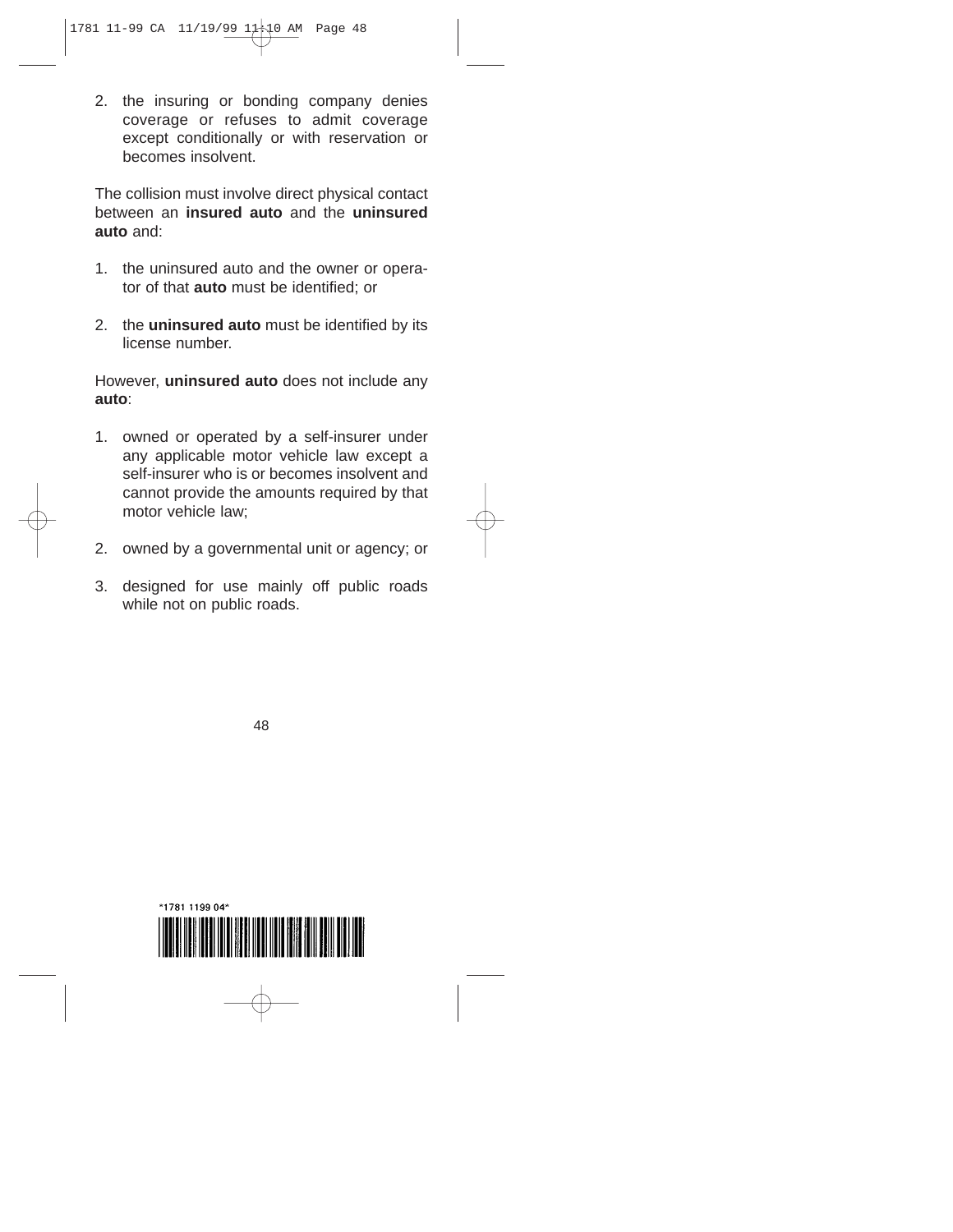2. the insuring or bonding company denies coverage or refuses to admit coverage except conditionally or with reservation or becomes insolvent.

The collision must involve direct physical contact between an **insured auto** and the **uninsured auto** and:

1. the uninsured auto and the owner or operator of that **auto** must be identified; or

2. the **uninsured auto** must be identified by its license number.

However, **uninsured auto** does not include any **auto**:

1. owned or operated by a self-insurer under any applicable motor vehicle law except a self-insurer who is or becomes insolvent and cannot provide the amounts required by that motor vehicle law;

2. owned by a governmental unit or agency; or

3. designed for use mainly off public roads while not on public roads.

*1781 1199 04*